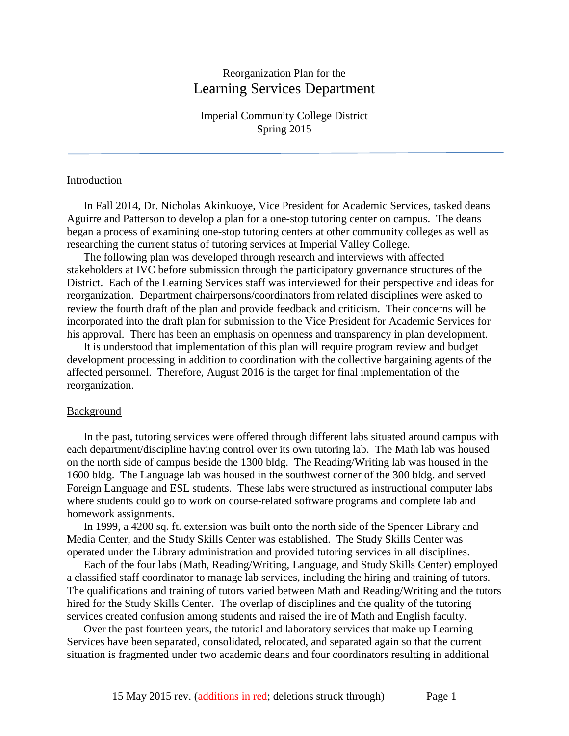Reorganization Plan for the

# Learning Services Department

Imperial Community College District
Spring 2015

---

## Introduction

In Fall 2014, Dr. Nicholas Akinkuoye, Vice President for Academic Services, tasked deans Aguirre and Patterson to develop a plan for a one-stop tutoring center on campus. The deans began a process of examining one-stop tutoring centers at other community colleges as well as researching the current status of tutoring services at Imperial Valley College.

The following plan was developed through research and interviews with affected stakeholders at IVC before submission through the participatory governance structures of the District. Each of the Learning Services staff was interviewed for their perspective and ideas for reorganization. Department chairpersons/coordinators from related disciplines were asked to review the fourth draft of the plan and provide feedback and criticism. Their concerns will be incorporated into the draft plan for submission to the Vice President for Academic Services for his approval. There has been an emphasis on openness and transparency in plan development.

It is understood that implementation of this plan will require program review and budget development processing in addition to coordination with the collective bargaining agents of the affected personnel. Therefore, August 2016 is the target for final implementation of the reorganization.

## Background

In the past, tutoring services were offered through different labs situated around campus with each department/discipline having control over its own tutoring lab. The Math lab was housed on the north side of campus beside the 1300 bldg. The Reading/Writing lab was housed in the 1600 bldg. The Language lab was housed in the southwest corner of the 300 bldg. and served Foreign Language and ESL students. These labs were structured as instructional computer labs where students could go to work on course-related software programs and complete lab and homework assignments.

In 1999, a 4200 sq. ft. extension was built onto the north side of the Spencer Library and Media Center, and the Study Skills Center was established. The Study Skills Center was operated under the Library administration and provided tutoring services in all disciplines.

Each of the four labs (Math, Reading/Writing, Language, and Study Skills Center) employed a classified staff coordinator to manage lab services, including the hiring and training of tutors. The qualifications and training of tutors varied between Math and Reading/Writing and the tutors hired for the Study Skills Center. The overlap of disciplines and the quality of the tutoring services created confusion among students and raised the ire of Math and English faculty.

Over the past fourteen years, the tutorial and laboratory services that make up Learning Services have been separated, consolidated, relocated, and separated again so that the current situation is fragmented under two academic deans and four coordinators resulting in additional

15 May 2015 rev. (additions in red; deletions struck through)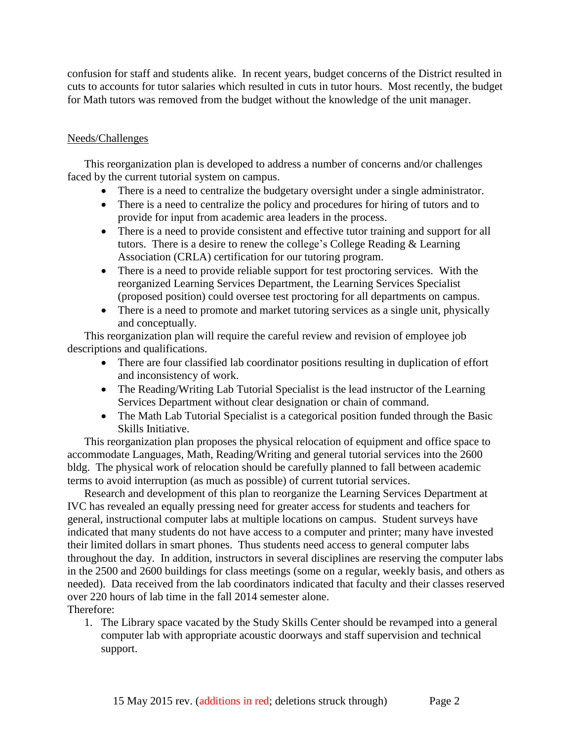confusion for staff and students alike. In recent years, budget concerns of the District resulted in cuts to accounts for tutor salaries which resulted in cuts in tutor hours. Most recently, the budget for Math tutors was removed from the budget without the knowledge of the unit manager.

Needs/Challenges

This reorganization plan is developed to address a number of concerns and/or challenges faced by the current tutorial system on campus.

- There is a need to centralize the budgetary oversight under a single administrator.
- There is a need to centralize the policy and procedures for hiring of tutors and to provide for input from academic area leaders in the process.
- There is a need to provide consistent and effective tutor training and support for all tutors. There is a desire to renew the college's College Reading & Learning Association (CRLA) certification for our tutoring program.
- There is a need to provide reliable support for test proctoring services. With the reorganized Learning Services Department, the Learning Services Specialist (proposed position) could oversee test proctoring for all departments on campus.
- There is a need to promote and market tutoring services as a single unit, physically and conceptually.

This reorganization plan will require the careful review and revision of employee job descriptions and qualifications.

- There are four classified lab coordinator positions resulting in duplication of effort and inconsistency of work.
- The Reading/Writing Lab Tutorial Specialist is the lead instructor of the Learning Services Department without clear designation or chain of command.
- The Math Lab Tutorial Specialist is a categorical position funded through the Basic Skills Initiative.

This reorganization plan proposes the physical relocation of equipment and office space to accommodate Languages, Math, Reading/Writing and general tutorial services into the 2600 bldg. The physical work of relocation should be carefully planned to fall between academic terms to avoid interruption (as much as possible) of current tutorial services.

Research and development of this plan to reorganize the Learning Services Department at IVC has revealed an equally pressing need for greater access for students and teachers for general, instructional computer labs at multiple locations on campus. Student surveys have indicated that many students do not have access to a computer and printer; many have invested their limited dollars in smart phones. Thus students need access to general computer labs throughout the day. In addition, instructors in several disciplines are reserving the computer labs in the 2500 and 2600 buildings for class meetings (some on a regular, weekly basis, and others as needed). Data received from the lab coordinators indicated that faculty and their classes reserved over 220 hours of lab time in the fall 2014 semester alone.

Therefore:

1. The Library space vacated by the Study Skills Center should be revamped into a general computer lab with appropriate acoustic doorways and staff supervision and technical support.

15 May 2015 rev. (additions in red; deletions struck through)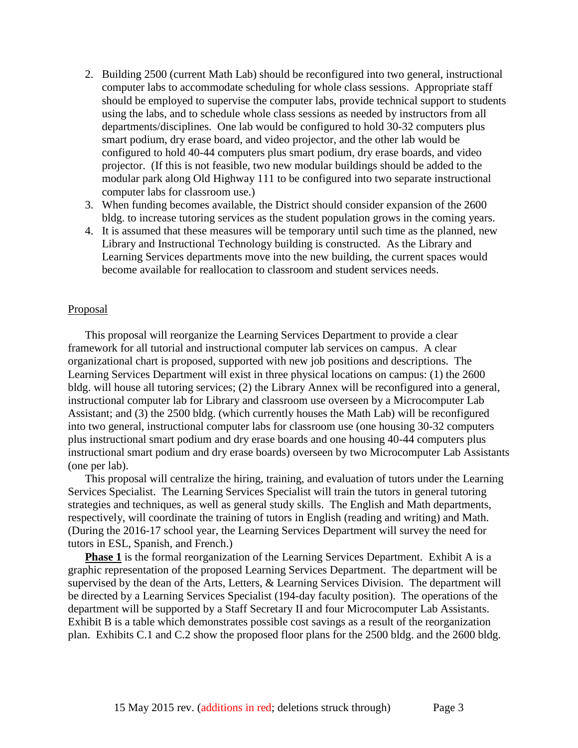2. Building 2500 (current Math Lab) should be reconfigured into two general, instructional computer labs to accommodate scheduling for whole class sessions. Appropriate staff should be employed to supervise the computer labs, provide technical support to students using the labs, and to schedule whole class sessions as needed by instructors from all departments/disciplines. One lab would be configured to hold 30-32 computers plus smart podium, dry erase board, and video projector, and the other lab would be configured to hold 40-44 computers plus smart podium, dry erase boards, and video projector. (If this is not feasible, two new modular buildings should be added to the modular park along Old Highway 111 to be configured into two separate instructional computer labs for classroom use.)
3. When funding becomes available, the District should consider expansion of the 2600 bldg. to increase tutoring services as the student population grows in the coming years.
4. It is assumed that these measures will be temporary until such time as the planned, new Library and Instructional Technology building is constructed. As the Library and Learning Services departments move into the new building, the current spaces would become available for reallocation to classroom and student services needs.

<u>Proposal</u>

This proposal will reorganize the Learning Services Department to provide a clear framework for all tutorial and instructional computer lab services on campus. A clear organizational chart is proposed, supported with new job positions and descriptions. The Learning Services Department will exist in three physical locations on campus: (1) the 2600 bldg. will house all tutoring services; (2) the Library Annex will be reconfigured into a general, instructional computer lab for Library and classroom use overseen by a Microcomputer Lab Assistant; and (3) the 2500 bldg. (which currently houses the Math Lab) will be reconfigured into two general, instructional computer labs for classroom use (one housing 30-32 computers plus instructional smart podium and dry erase boards and one housing 40-44 computers plus instructional smart podium and dry erase boards) overseen by two Microcomputer Lab Assistants (one per lab).

This proposal will centralize the hiring, training, and evaluation of tutors under the Learning Services Specialist. The Learning Services Specialist will train the tutors in general tutoring strategies and techniques, as well as general study skills. The English and Math departments, respectively, will coordinate the training of tutors in English (reading and writing) and Math. (During the 2016-17 school year, the Learning Services Department will survey the need for tutors in ESL, Spanish, and French.)

**<u>Phase 1</u>** is the formal reorganization of the Learning Services Department. Exhibit A is a graphic representation of the proposed Learning Services Department. The department will be supervised by the dean of the Arts, Letters, & Learning Services Division. The department will be directed by a Learning Services Specialist (194-day faculty position). The operations of the department will be supported by a Staff Secretary II and four Microcomputer Lab Assistants. Exhibit B is a table which demonstrates possible cost savings as a result of the reorganization plan. Exhibits C.1 and C.2 show the proposed floor plans for the 2500 bldg. and the 2600 bldg.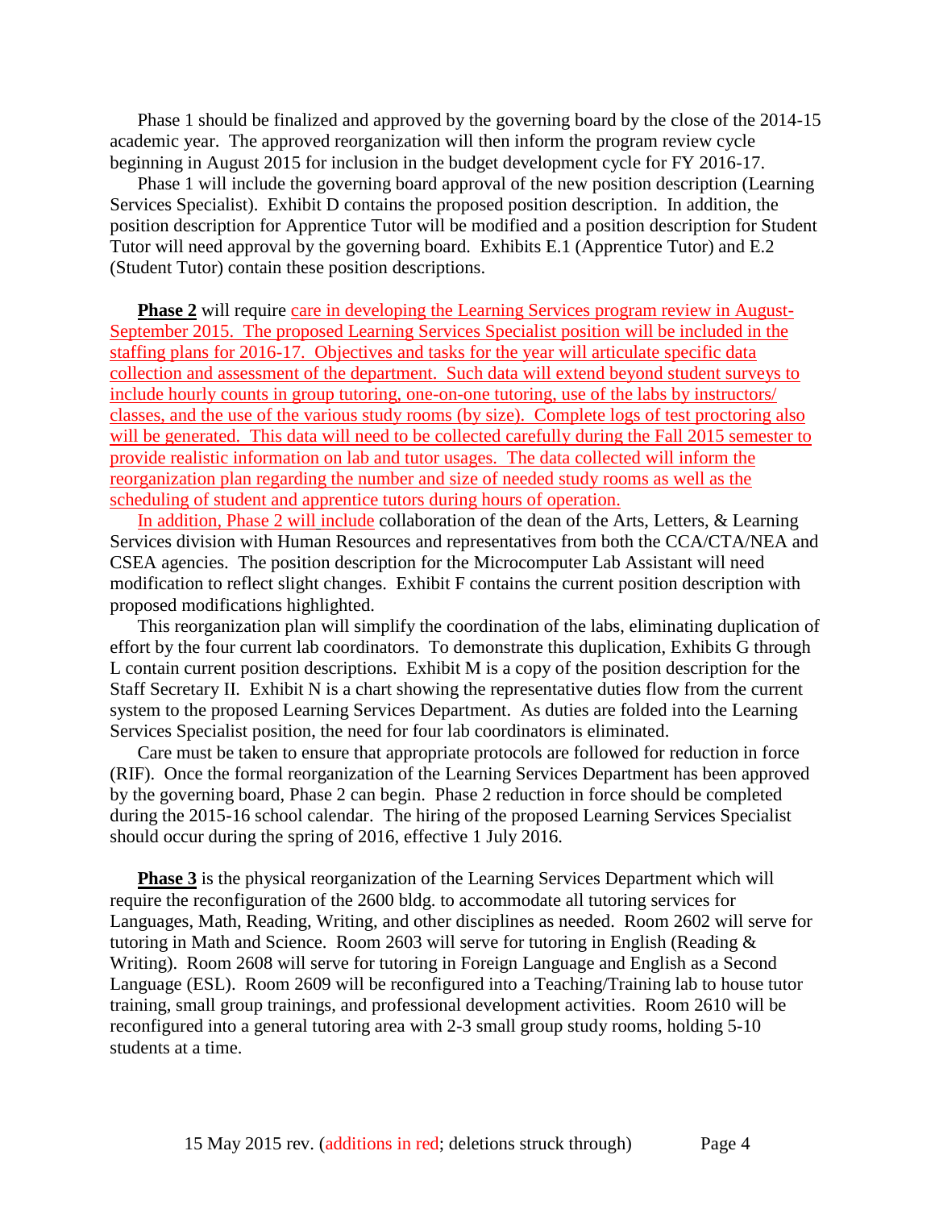Phase 1 should be finalized and approved by the governing board by the close of the 2014-15 academic year. The approved reorganization will then inform the program review cycle beginning in August 2015 for inclusion in the budget development cycle for FY 2016-17.

Phase 1 will include the governing board approval of the new position description (Learning Services Specialist). Exhibit D contains the proposed position description. In addition, the position description for Apprentice Tutor will be modified and a position description for Student Tutor will need approval by the governing board. Exhibits E.1 (Apprentice Tutor) and E.2 (Student Tutor) contain these position descriptions.

**Phase 2** will require care in developing the Learning Services program review in August-September 2015. The proposed Learning Services Specialist position will be included in the staffing plans for 2016-17. Objectives and tasks for the year will articulate specific data collection and assessment of the department. Such data will extend beyond student surveys to include hourly counts in group tutoring, one-on-one tutoring, use of the labs by instructors/ classes, and the use of the various study rooms (by size). Complete logs of test proctoring also will be generated. This data will need to be collected carefully during the Fall 2015 semester to provide realistic information on lab and tutor usages. The data collected will inform the reorganization plan regarding the number and size of needed study rooms as well as the scheduling of student and apprentice tutors during hours of operation.

In addition, Phase 2 will include collaboration of the dean of the Arts, Letters, & Learning Services division with Human Resources and representatives from both the CCA/CTA/NEA and CSEA agencies. The position description for the Microcomputer Lab Assistant will need modification to reflect slight changes. Exhibit F contains the current position description with proposed modifications highlighted.

This reorganization plan will simplify the coordination of the labs, eliminating duplication of effort by the four current lab coordinators. To demonstrate this duplication, Exhibits G through L contain current position descriptions. Exhibit M is a copy of the position description for the Staff Secretary II. Exhibit N is a chart showing the representative duties flow from the current system to the proposed Learning Services Department. As duties are folded into the Learning Services Specialist position, the need for four lab coordinators is eliminated.

Care must be taken to ensure that appropriate protocols are followed for reduction in force (RIF). Once the formal reorganization of the Learning Services Department has been approved by the governing board, Phase 2 can begin. Phase 2 reduction in force should be completed during the 2015-16 school calendar. The hiring of the proposed Learning Services Specialist should occur during the spring of 2016, effective 1 July 2016.

**Phase 3** is the physical reorganization of the Learning Services Department which will require the reconfiguration of the 2600 bldg. to accommodate all tutoring services for Languages, Math, Reading, Writing, and other disciplines as needed. Room 2602 will serve for tutoring in Math and Science. Room 2603 will serve for tutoring in English (Reading & Writing). Room 2608 will serve for tutoring in Foreign Language and English as a Second Language (ESL). Room 2609 will be reconfigured into a Teaching/Training lab to house tutor training, small group trainings, and professional development activities. Room 2610 will be reconfigured into a general tutoring area with 2-3 small group study rooms, holding 5-10 students at a time.

15 May 2015 rev. (additions in red; deletions struck through)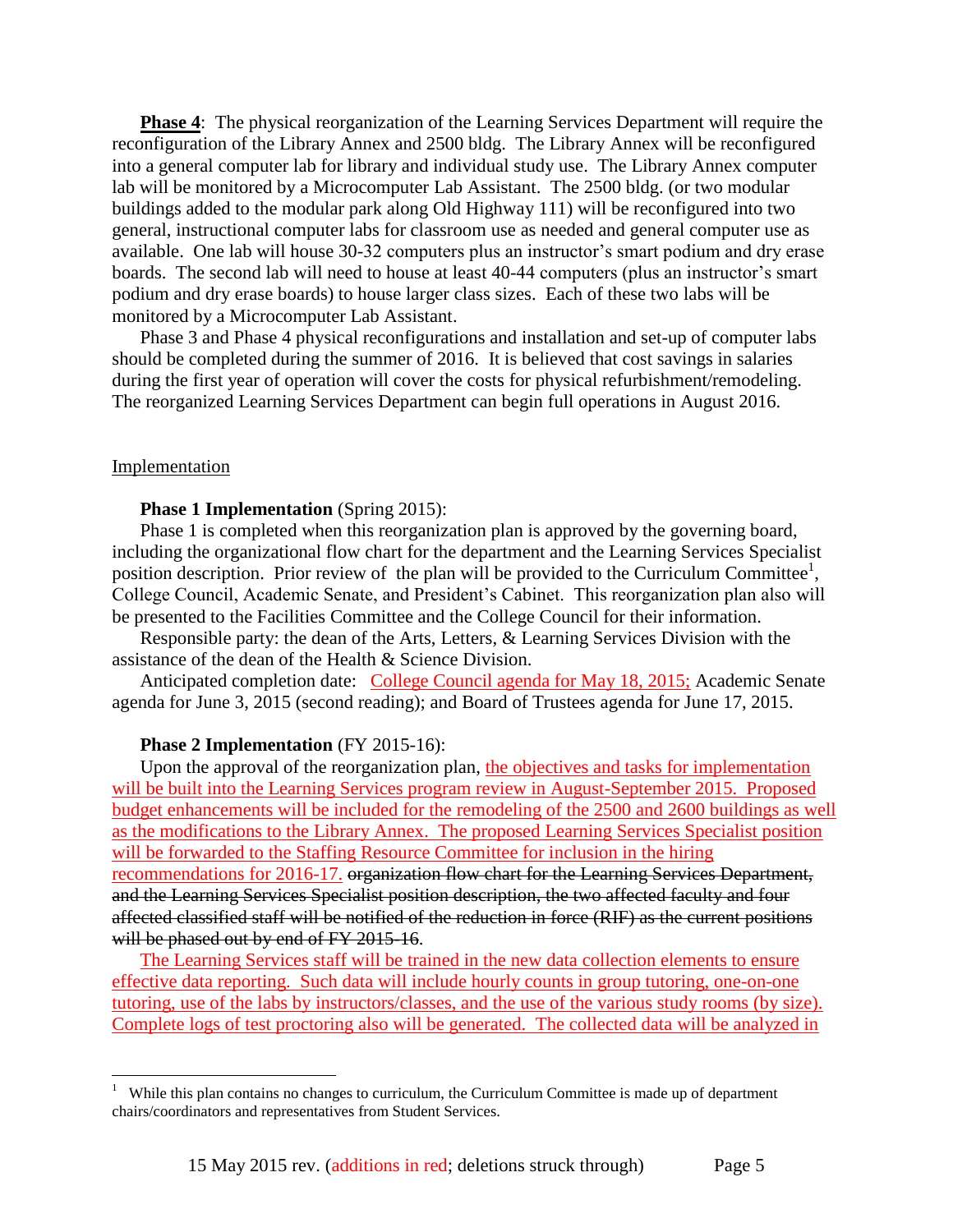**Phase 4**: The physical reorganization of the Learning Services Department will require the reconfiguration of the Library Annex and 2500 bldg. The Library Annex will be reconfigured into a general computer lab for library and individual study use. The Library Annex computer lab will be monitored by a Microcomputer Lab Assistant. The 2500 bldg. (or two modular buildings added to the modular park along Old Highway 111) will be reconfigured into two general, instructional computer labs for classroom use as needed and general computer use as available. One lab will house 30-32 computers plus an instructor's smart podium and dry erase boards. The second lab will need to house at least 40-44 computers (plus an instructor's smart podium and dry erase boards) to house larger class sizes. Each of these two labs will be monitored by a Microcomputer Lab Assistant.

Phase 3 and Phase 4 physical reconfigurations and installation and set-up of computer labs should be completed during the summer of 2016. It is believed that cost savings in salaries during the first year of operation will cover the costs for physical refurbishment/remodeling. The reorganized Learning Services Department can begin full operations in August 2016.

## Implementation

**Phase 1 Implementation** (Spring 2015):

Phase 1 is completed when this reorganization plan is approved by the governing board, including the organizational flow chart for the department and the Learning Services Specialist position description. Prior review of the plan will be provided to the Curriculum Committee[1], College Council, Academic Senate, and President's Cabinet. This reorganization plan also will be presented to the Facilities Committee and the College Council for their information.

Responsible party: the dean of the Arts, Letters, & Learning Services Division with the assistance of the dean of the Health & Science Division.

Anticipated completion date: College Council agenda for May 18, 2015; Academic Senate agenda for June 3, 2015 (second reading); and Board of Trustees agenda for June 17, 2015.

**Phase 2 Implementation** (FY 2015-16):

Upon the approval of the reorganization plan, the objectives and tasks for implementation will be built into the Learning Services program review in August-September 2015. Proposed budget enhancements will be included for the remodeling of the 2500 and 2600 buildings as well as the modifications to the Library Annex. The proposed Learning Services Specialist position will be forwarded to the Staffing Resource Committee for inclusion in the hiring recommendations for 2016-17. ~~organization flow chart for the Learning Services Department, and the Learning Services Specialist position description, the two affected faculty and four affected classified staff will be notified of the reduction in force (RIF) as the current positions will be phased out by end of FY 2015-16~~.

The Learning Services staff will be trained in the new data collection elements to ensure effective data reporting. Such data will include hourly counts in group tutoring, one-on-one tutoring, use of the labs by instructors/classes, and the use of the various study rooms (by size). Complete logs of test proctoring also will be generated. The collected data will be analyzed in

---

[1] While this plan contains no changes to curriculum, the Curriculum Committee is made up of department chairs/coordinators and representatives from Student Services.

15 May 2015 rev. (additions in red; deletions struck through)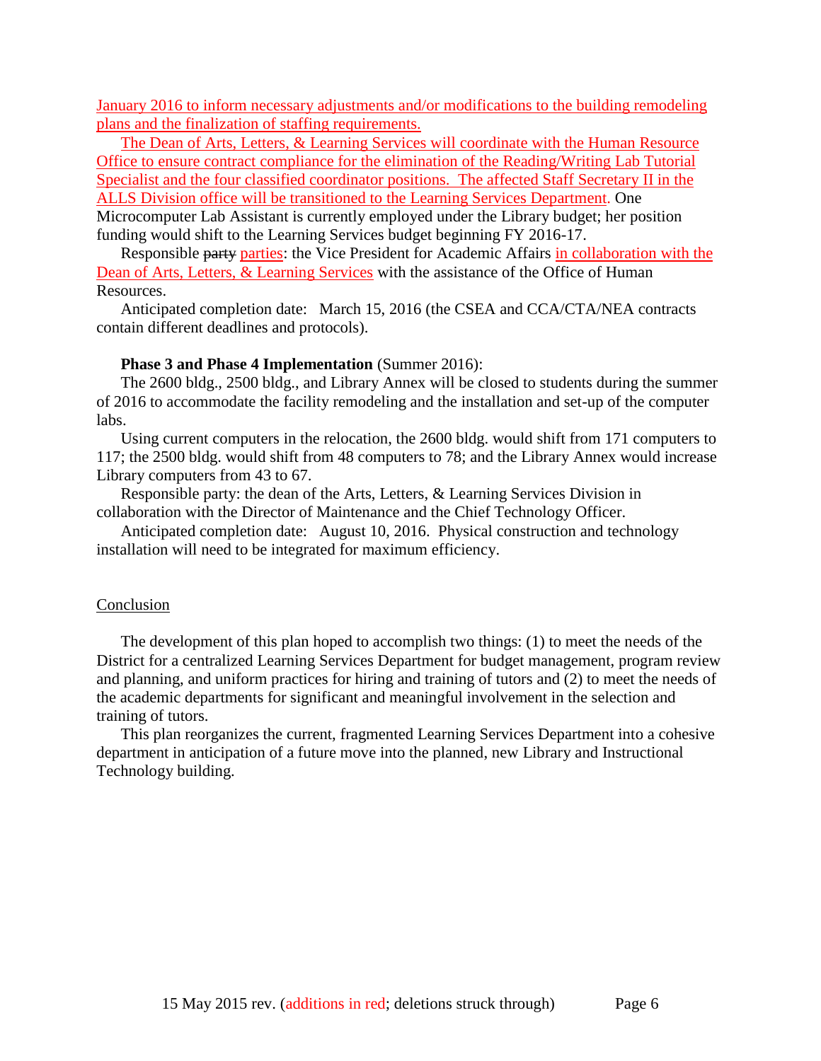January 2016 to inform necessary adjustments and/or modifications to the building remodeling plans and the finalization of staffing requirements.

The Dean of Arts, Letters, & Learning Services will coordinate with the Human Resource Office to ensure contract compliance for the elimination of the Reading/Writing Lab Tutorial Specialist and the four classified coordinator positions. The affected Staff Secretary II in the ALLS Division office will be transitioned to the Learning Services Department. One Microcomputer Lab Assistant is currently employed under the Library budget; her position funding would shift to the Learning Services budget beginning FY 2016-17.

Responsible ~~party~~ parties: the Vice President for Academic Affairs in collaboration with the Dean of Arts, Letters, & Learning Services with the assistance of the Office of Human Resources.

Anticipated completion date: March 15, 2016 (the CSEA and CCA/CTA/NEA contracts contain different deadlines and protocols).

**Phase 3 and Phase 4 Implementation** (Summer 2016):

The 2600 bldg., 2500 bldg., and Library Annex will be closed to students during the summer of 2016 to accommodate the facility remodeling and the installation and set-up of the computer labs.

Using current computers in the relocation, the 2600 bldg. would shift from 171 computers to 117; the 2500 bldg. would shift from 48 computers to 78; and the Library Annex would increase Library computers from 43 to 67.

Responsible party: the dean of the Arts, Letters, & Learning Services Division in collaboration with the Director of Maintenance and the Chief Technology Officer.

Anticipated completion date: August 10, 2016. Physical construction and technology installation will need to be integrated for maximum efficiency.

Conclusion

The development of this plan hoped to accomplish two things: (1) to meet the needs of the District for a centralized Learning Services Department for budget management, program review and planning, and uniform practices for hiring and training of tutors and (2) to meet the needs of the academic departments for significant and meaningful involvement in the selection and training of tutors.

This plan reorganizes the current, fragmented Learning Services Department into a cohesive department in anticipation of a future move into the planned, new Library and Instructional Technology building.

15 May 2015 rev. (additions in red; deletions struck through)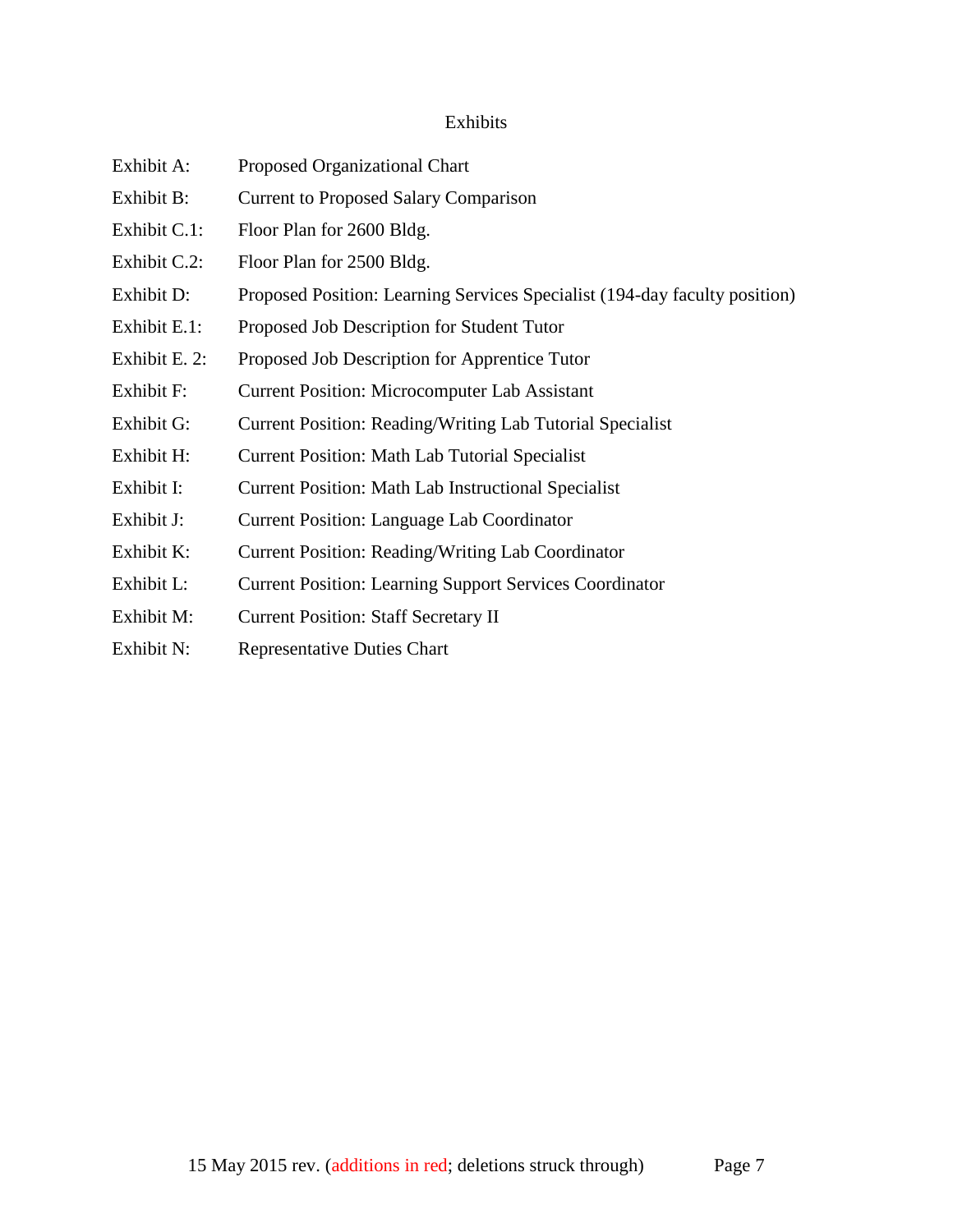# Exhibits

| | |
|---|---|
| Exhibit A: | Proposed Organizational Chart |
| Exhibit B: | Current to Proposed Salary Comparison |
| Exhibit C.1: | Floor Plan for 2600 Bldg. |
| Exhibit C.2: | Floor Plan for 2500 Bldg. |
| Exhibit D: | Proposed Position: Learning Services Specialist (194-day faculty position) |
| Exhibit E.1: | Proposed Job Description for Student Tutor |
| Exhibit E. 2: | Proposed Job Description for Apprentice Tutor |
| Exhibit F: | Current Position: Microcomputer Lab Assistant |
| Exhibit G: | Current Position: Reading/Writing Lab Tutorial Specialist |
| Exhibit H: | Current Position: Math Lab Tutorial Specialist |
| Exhibit I: | Current Position: Math Lab Instructional Specialist |
| Exhibit J: | Current Position: Language Lab Coordinator |
| Exhibit K: | Current Position: Reading/Writing Lab Coordinator |
| Exhibit L: | Current Position: Learning Support Services Coordinator |
| Exhibit M: | Current Position: Staff Secretary II |
| Exhibit N: | Representative Duties Chart |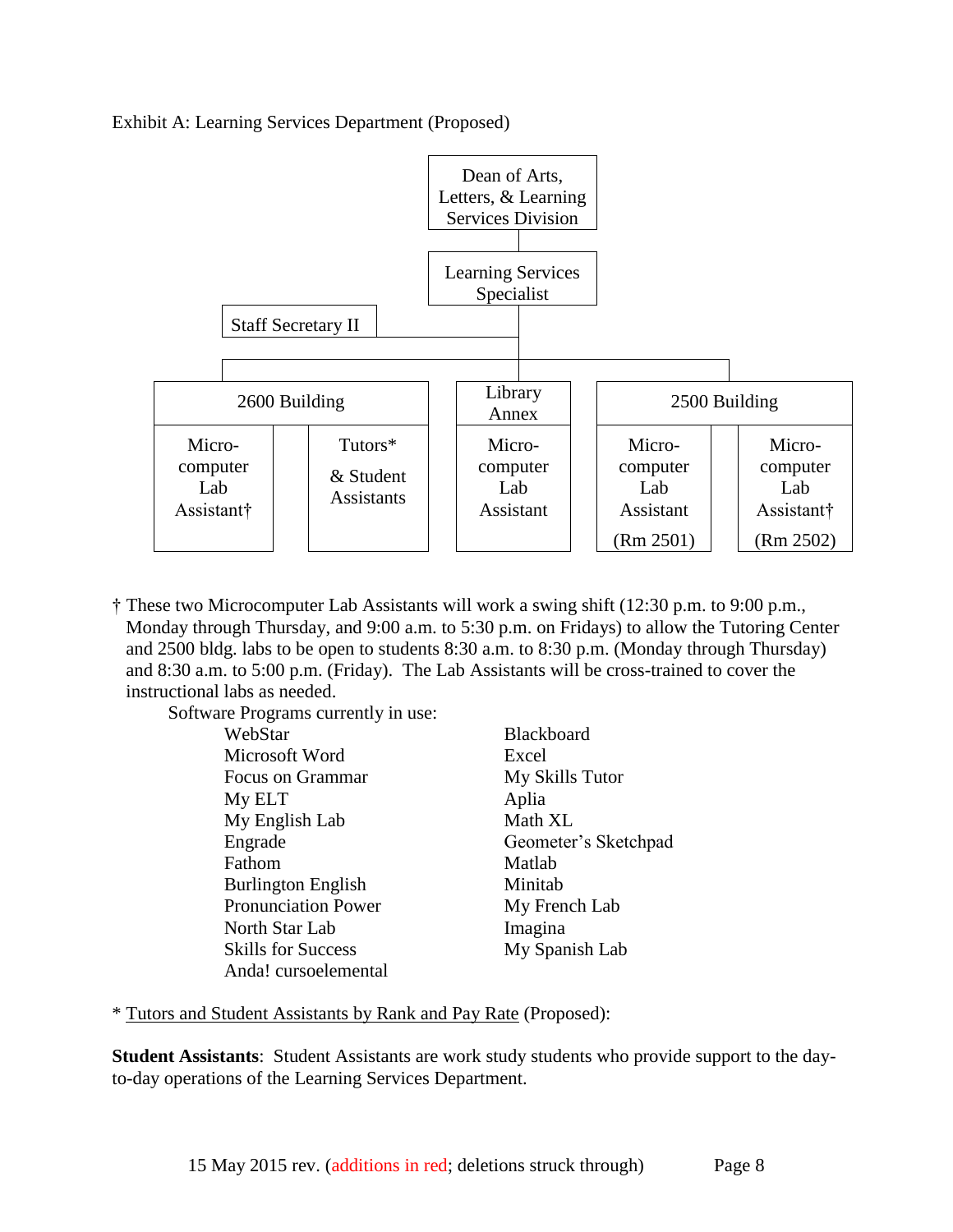Exhibit A: Learning Services Department (Proposed)

- Dean of Arts, Letters, & Learning Services Division
  - Learning Services Specialist
    - Staff Secretary II
    - 2600 Building
      - Microcomputer Lab Assistant†
      - Tutors* & Student Assistants
    - Library Annex
      - Microcomputer Lab Assistant
    - 2500 Building
      - Microcomputer Lab Assistant (Rm 2501)
      - Microcomputer Lab Assistant† (Rm 2502)

† These two Microcomputer Lab Assistants will work a swing shift (12:30 p.m. to 9:00 p.m., Monday through Thursday, and 9:00 a.m. to 5:30 p.m. on Fridays) to allow the Tutoring Center and 2500 bldg. labs to be open to students 8:30 a.m. to 8:30 p.m. (Monday through Thursday) and 8:30 a.m. to 5:00 p.m. (Friday). The Lab Assistants will be cross-trained to cover the instructional labs as needed.

Software Programs currently in use:

| | |
|---|---|
| WebStar | Blackboard |
| Microsoft Word | Excel |
| Focus on Grammar | My Skills Tutor |
| My ELT | Aplia |
| My English Lab | Math XL |
| Engrade | Geometer's Sketchpad |
| Fathom | Matlab |
| Burlington English | Minitab |
| Pronunciation Power | My French Lab |
| North Star Lab | Imagina |
| Skills for Success | My Spanish Lab |
| Anda! cursoelemental | |

\* Tutors and Student Assistants by Rank and Pay Rate (Proposed):

**Student Assistants**: Student Assistants are work study students who provide support to the day-to-day operations of the Learning Services Department.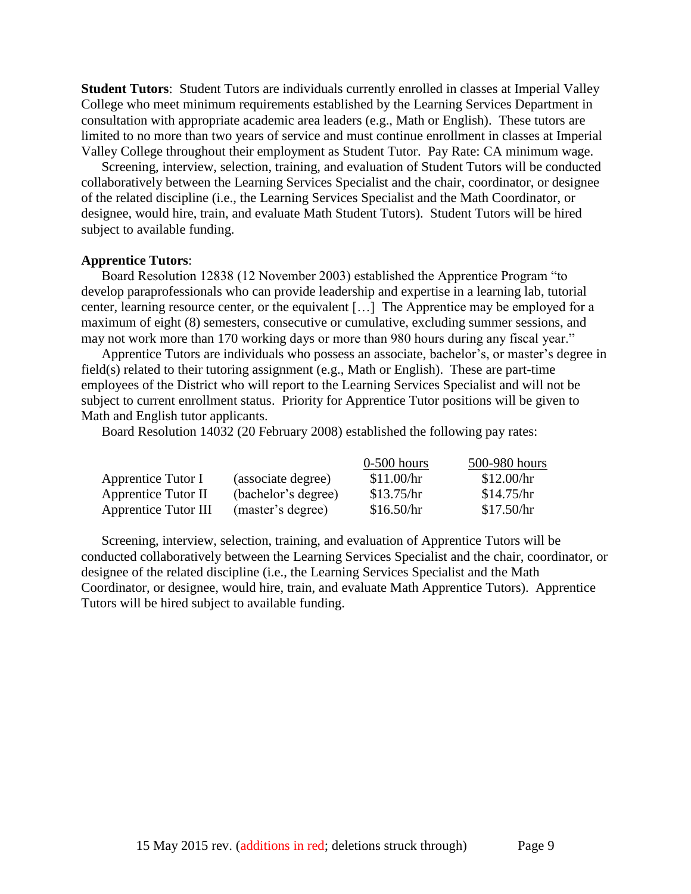**Student Tutors**: Student Tutors are individuals currently enrolled in classes at Imperial Valley College who meet minimum requirements established by the Learning Services Department in consultation with appropriate academic area leaders (e.g., Math or English). These tutors are limited to no more than two years of service and must continue enrollment in classes at Imperial Valley College throughout their employment as Student Tutor. Pay Rate: CA minimum wage.

Screening, interview, selection, training, and evaluation of Student Tutors will be conducted collaboratively between the Learning Services Specialist and the chair, coordinator, or designee of the related discipline (i.e., the Learning Services Specialist and the Math Coordinator, or designee, would hire, train, and evaluate Math Student Tutors). Student Tutors will be hired subject to available funding.

**Apprentice Tutors**:

Board Resolution 12838 (12 November 2003) established the Apprentice Program "to develop paraprofessionals who can provide leadership and expertise in a learning lab, tutorial center, learning resource center, or the equivalent […] The Apprentice may be employed for a maximum of eight (8) semesters, consecutive or cumulative, excluding summer sessions, and may not work more than 170 working days or more than 980 hours during any fiscal year."

Apprentice Tutors are individuals who possess an associate, bachelor's, or master's degree in field(s) related to their tutoring assignment (e.g., Math or English). These are part-time employees of the District who will report to the Learning Services Specialist and will not be subject to current enrollment status. Priority for Apprentice Tutor positions will be given to Math and English tutor applicants.

Board Resolution 14032 (20 February 2008) established the following pay rates:

| | | 0-500 hours | 500-980 hours |
|---|---|---|---|
| Apprentice Tutor I | (associate degree) | $11.00/hr | $12.00/hr |
| Apprentice Tutor II | (bachelor's degree) | $13.75/hr | $14.75/hr |
| Apprentice Tutor III | (master's degree) | $16.50/hr | $17.50/hr |

Screening, interview, selection, training, and evaluation of Apprentice Tutors will be conducted collaboratively between the Learning Services Specialist and the chair, coordinator, or designee of the related discipline (i.e., the Learning Services Specialist and the Math Coordinator, or designee, would hire, train, and evaluate Math Apprentice Tutors). Apprentice Tutors will be hired subject to available funding.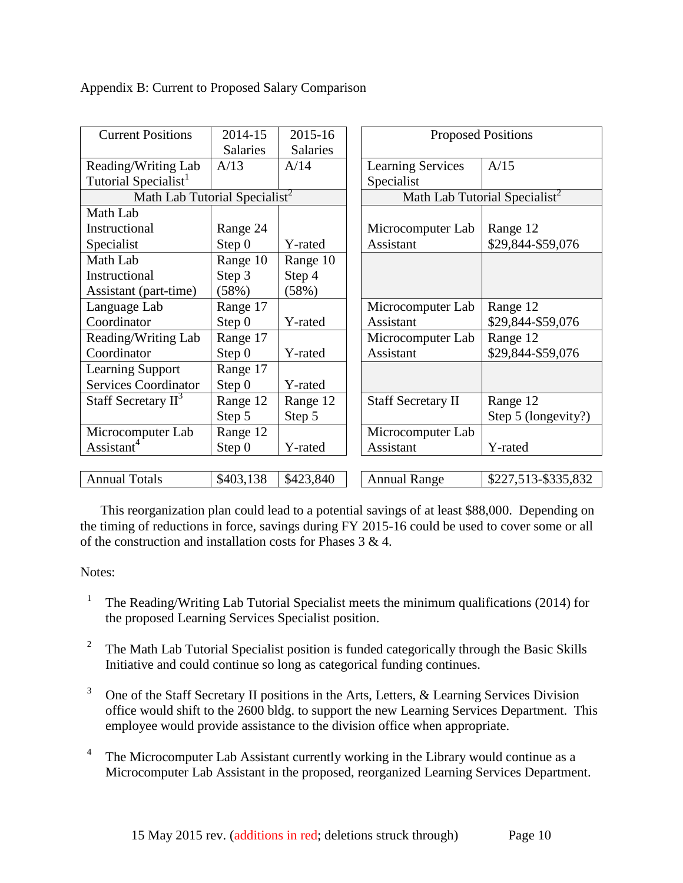Appendix B: Current to Proposed Salary Comparison

| Current Positions | 2014-15 Salaries | 2015-16 Salaries | Proposed Positions | |
|---|---|---|---|---|
| Reading/Writing Lab Tutorial Specialist[1] | A/13 | A/14 | Learning Services Specialist | A/15 |
| Math Lab Tutorial Specialist[2] | | | Math Lab Tutorial Specialist[2] | |
| Math Lab Instructional Specialist | Range 24 Step 0 | Y-rated | Microcomputer Lab Assistant | Range 12 $29,844-$59,076 |
| Math Lab Instructional Assistant (part-time) | Range 10 Step 3 (58%) | Range 10 Step 4 (58%) | | |
| Language Lab Coordinator | Range 17 Step 0 | Y-rated | Microcomputer Lab Assistant | Range 12 $29,844-$59,076 |
| Reading/Writing Lab Coordinator | Range 17 Step 0 | Y-rated | Microcomputer Lab Assistant | Range 12 $29,844-$59,076 |
| Learning Support Services Coordinator | Range 17 Step 0 | Y-rated | | |
| Staff Secretary II[3] | Range 12 Step 5 | Range 12 Step 5 | Staff Secretary II | Range 12 Step 5 (longevity?) |
| Microcomputer Lab Assistant[4] | Range 12 Step 0 | Y-rated | Microcomputer Lab Assistant | Y-rated |
| Annual Totals | $403,138 | $423,840 | Annual Range | $227,513-$335,832 |

This reorganization plan could lead to a potential savings of at least $88,000. Depending on the timing of reductions in force, savings during FY 2015-16 could be used to cover some or all of the construction and installation costs for Phases 3 & 4.

Notes:

[1] The Reading/Writing Lab Tutorial Specialist meets the minimum qualifications (2014) for the proposed Learning Services Specialist position.

[2] The Math Lab Tutorial Specialist position is funded categorically through the Basic Skills Initiative and could continue so long as categorical funding continues.

[3] One of the Staff Secretary II positions in the Arts, Letters, & Learning Services Division office would shift to the 2600 bldg. to support the new Learning Services Department. This employee would provide assistance to the division office when appropriate.

[4] The Microcomputer Lab Assistant currently working in the Library would continue as a Microcomputer Lab Assistant in the proposed, reorganized Learning Services Department.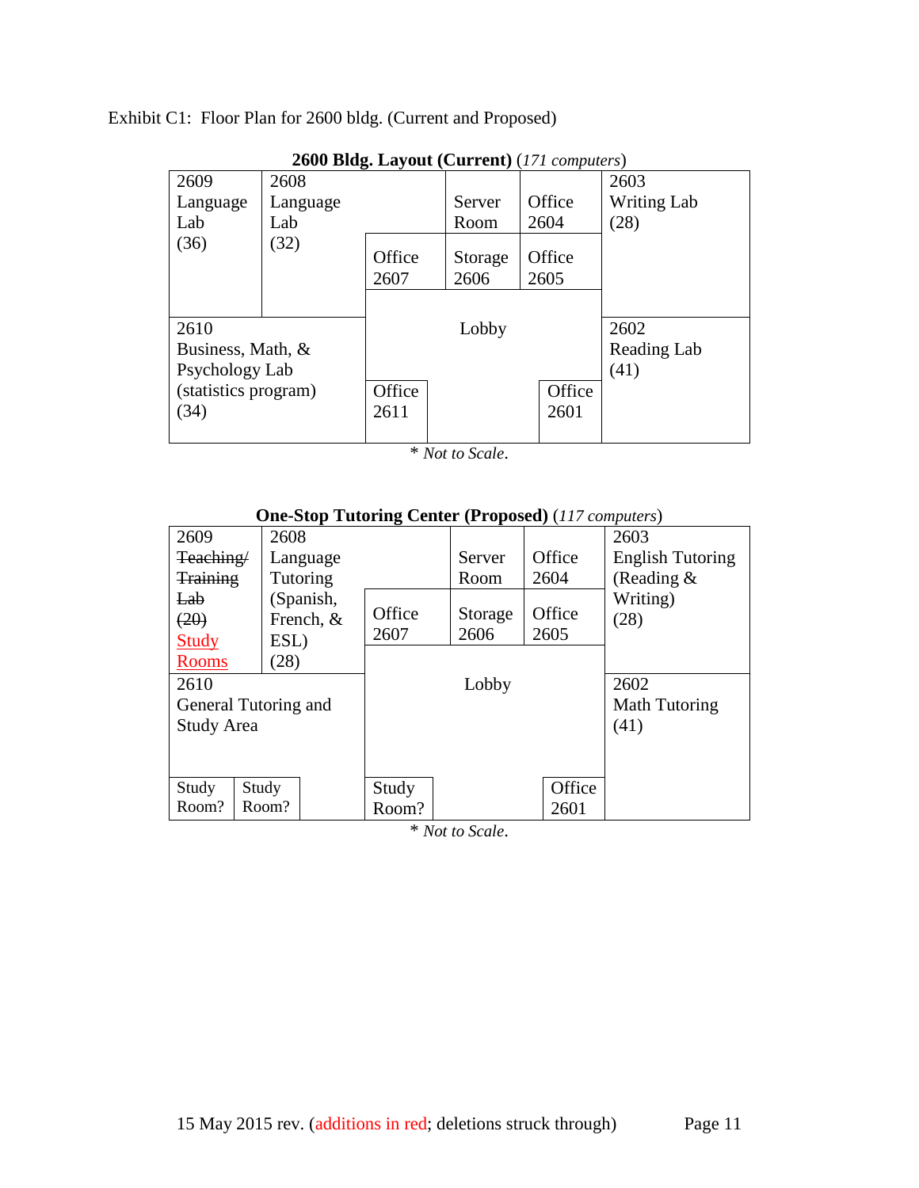Exhibit C1: Floor Plan for 2600 bldg. (Current and Proposed)

**2600 Bldg. Layout (Current)** (*171 computers*)

| 2609 Language Lab (36) | 2608 Language Lab (32) | | Server Room | Office 2604 | 2603 Writing Lab (28) |
|---|---|---|---|---|---|
| | | Office 2607 | Storage 2606 | Office 2605 | |
| 2610 Business, Math, & Psychology Lab (statistics program) (34) | | Lobby | | | 2602 Reading Lab (41) |
| | | Office 2611 | | Office 2601 | |

\* *Not to Scale.*

**One-Stop Tutoring Center (Proposed)** (*117 computers*)

| 2609 ~~Teaching/ Training Lab (20)~~ Study Rooms | 2608 Language Tutoring (Spanish, French, & ESL) (28) | | Server Room | Office 2604 | 2603 English Tutoring (Reading & Writing) (28) |
|---|---|---|---|---|---|
| | | Office 2607 | Storage 2606 | Office 2605 | |
| 2610 General Tutoring and Study Area | | Lobby | | | 2602 Math Tutoring (41) |
| Study Room? | Study Room? | Study Room? | | Office 2601 | |

\* *Not to Scale.*

15 May 2015 rev. (additions in red; deletions struck through)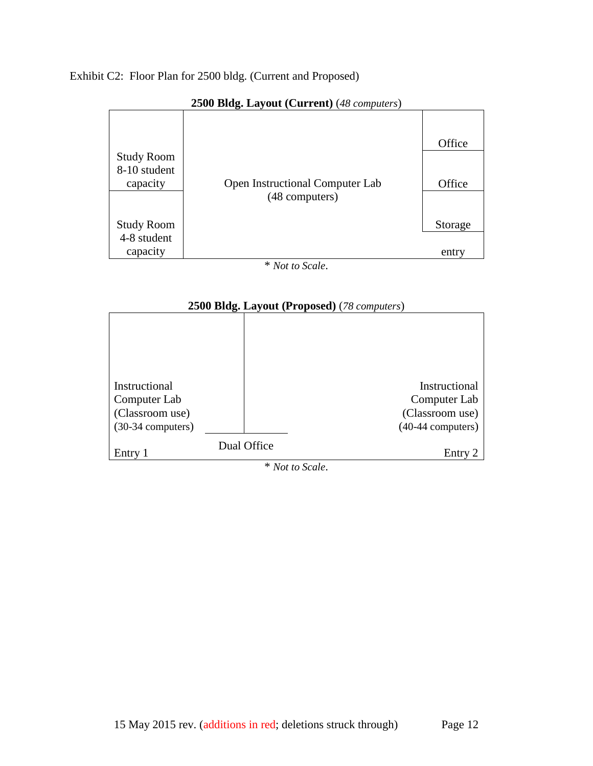Exhibit C2: Floor Plan for 2500 bldg. (Current and Proposed)

**2500 Bldg. Layout (Current)** (*48 computers*)

Study Room 8-10 student capacity

Study Room 4-8 student capacity

Open Instructional Computer Lab (48 computers)

Office

Office

Storage

entry

\* *Not to Scale*.

**2500 Bldg. Layout (Proposed)** (*78 computers*)

Instructional Computer Lab (Classroom use) (30-34 computers)

Instructional Computer Lab (Classroom use) (40-44 computers)

Dual Office

Entry 1

Entry 2

\* *Not to Scale*.

15 May 2015 rev. (additions in red; deletions struck through)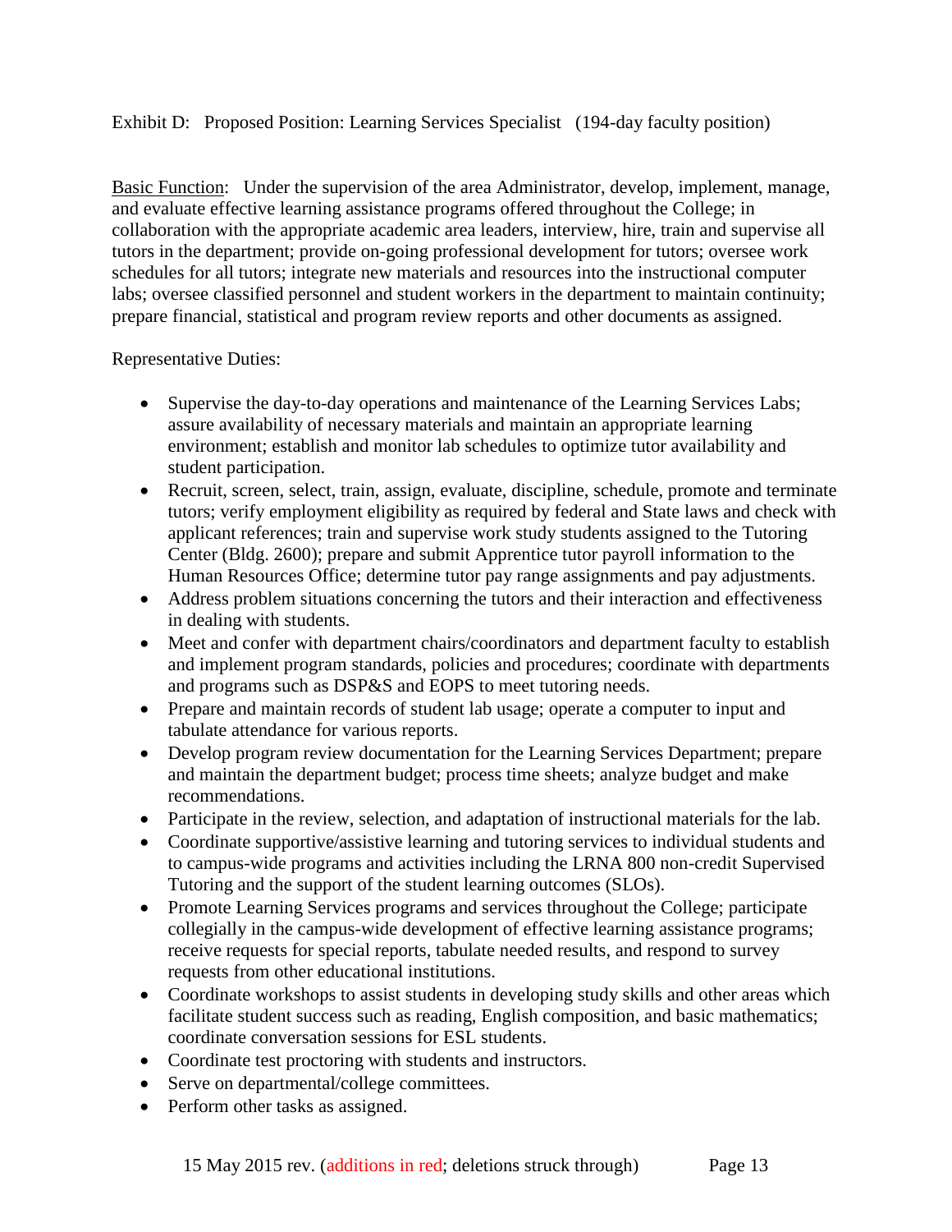Exhibit D: Proposed Position: Learning Services Specialist (194-day faculty position)

Basic Function: Under the supervision of the area Administrator, develop, implement, manage, and evaluate effective learning assistance programs offered throughout the College; in collaboration with the appropriate academic area leaders, interview, hire, train and supervise all tutors in the department; provide on-going professional development for tutors; oversee work schedules for all tutors; integrate new materials and resources into the instructional computer labs; oversee classified personnel and student workers in the department to maintain continuity; prepare financial, statistical and program review reports and other documents as assigned.

Representative Duties:

- Supervise the day-to-day operations and maintenance of the Learning Services Labs; assure availability of necessary materials and maintain an appropriate learning environment; establish and monitor lab schedules to optimize tutor availability and student participation.
- Recruit, screen, select, train, assign, evaluate, discipline, schedule, promote and terminate tutors; verify employment eligibility as required by federal and State laws and check with applicant references; train and supervise work study students assigned to the Tutoring Center (Bldg. 2600); prepare and submit Apprentice tutor payroll information to the Human Resources Office; determine tutor pay range assignments and pay adjustments.
- Address problem situations concerning the tutors and their interaction and effectiveness in dealing with students.
- Meet and confer with department chairs/coordinators and department faculty to establish and implement program standards, policies and procedures; coordinate with departments and programs such as DSP&S and EOPS to meet tutoring needs.
- Prepare and maintain records of student lab usage; operate a computer to input and tabulate attendance for various reports.
- Develop program review documentation for the Learning Services Department; prepare and maintain the department budget; process time sheets; analyze budget and make recommendations.
- Participate in the review, selection, and adaptation of instructional materials for the lab.
- Coordinate supportive/assistive learning and tutoring services to individual students and to campus-wide programs and activities including the LRNA 800 non-credit Supervised Tutoring and the support of the student learning outcomes (SLOs).
- Promote Learning Services programs and services throughout the College; participate collegially in the campus-wide development of effective learning assistance programs; receive requests for special reports, tabulate needed results, and respond to survey requests from other educational institutions.
- Coordinate workshops to assist students in developing study skills and other areas which facilitate student success such as reading, English composition, and basic mathematics; coordinate conversation sessions for ESL students.
- Coordinate test proctoring with students and instructors.
- Serve on departmental/college committees.
- Perform other tasks as assigned.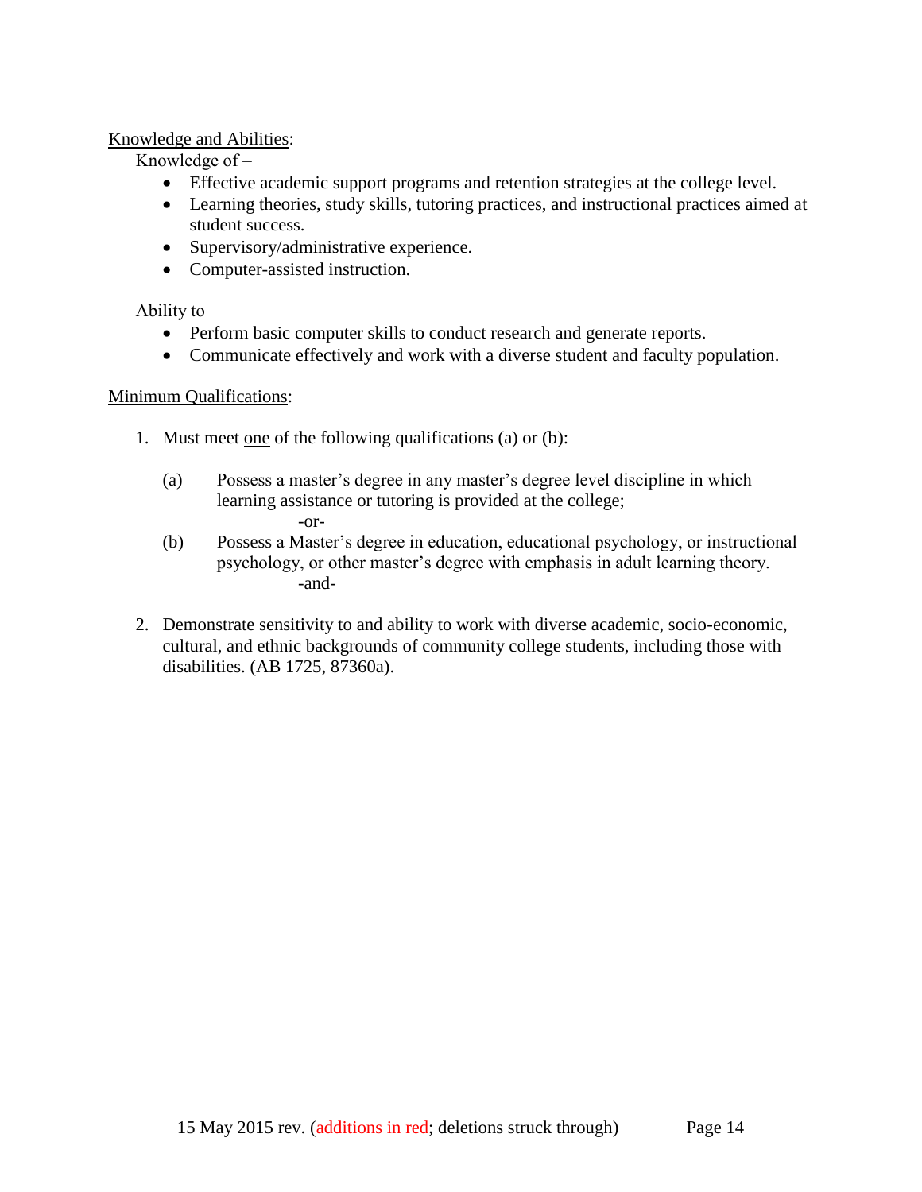<u>Knowledge and Abilities</u>:

Knowledge of –

- Effective academic support programs and retention strategies at the college level.
- Learning theories, study skills, tutoring practices, and instructional practices aimed at student success.
- Supervisory/administrative experience.
- Computer-assisted instruction.

Ability to –

- Perform basic computer skills to conduct research and generate reports.
- Communicate effectively and work with a diverse student and faculty population.

<u>Minimum Qualifications</u>:

1. Must meet <u>one</u> of the following qualifications (a) or (b):

   (a) Possess a master's degree in any master's degree level discipline in which learning assistance or tutoring is provided at the college;

   -or-

   (b) Possess a Master's degree in education, educational psychology, or instructional psychology, or other master's degree with emphasis in adult learning theory.

   -and-

2. Demonstrate sensitivity to and ability to work with diverse academic, socio-economic, cultural, and ethnic backgrounds of community college students, including those with disabilities. (AB 1725, 87360a).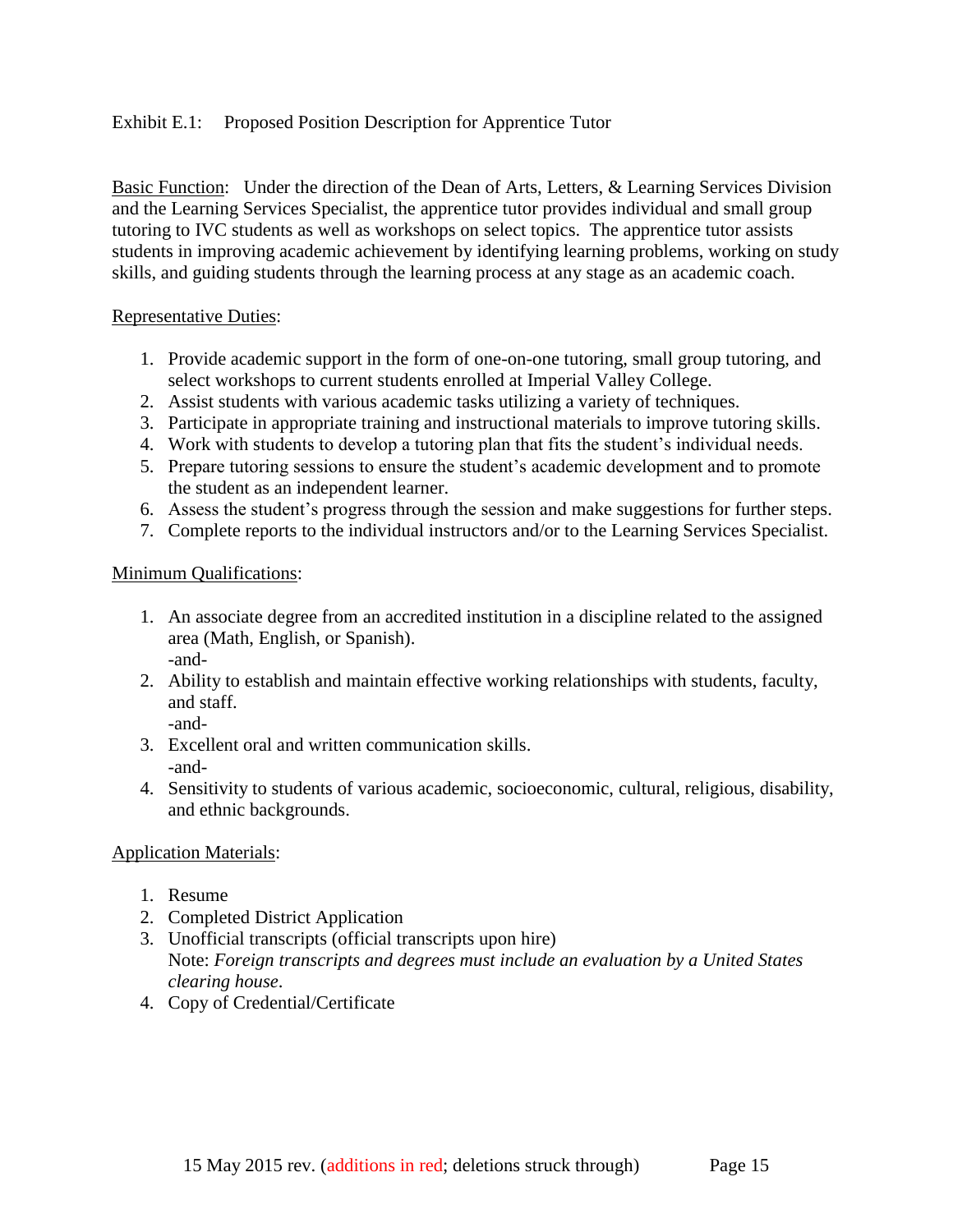Exhibit E.1: Proposed Position Description for Apprentice Tutor

<u>Basic Function</u>: Under the direction of the Dean of Arts, Letters, & Learning Services Division and the Learning Services Specialist, the apprentice tutor provides individual and small group tutoring to IVC students as well as workshops on select topics. The apprentice tutor assists students in improving academic achievement by identifying learning problems, working on study skills, and guiding students through the learning process at any stage as an academic coach.

<u>Representative Duties</u>:

1. Provide academic support in the form of one-on-one tutoring, small group tutoring, and select workshops to current students enrolled at Imperial Valley College.
2. Assist students with various academic tasks utilizing a variety of techniques.
3. Participate in appropriate training and instructional materials to improve tutoring skills.
4. Work with students to develop a tutoring plan that fits the student's individual needs.
5. Prepare tutoring sessions to ensure the student's academic development and to promote the student as an independent learner.
6. Assess the student's progress through the session and make suggestions for further steps.
7. Complete reports to the individual instructors and/or to the Learning Services Specialist.

<u>Minimum Qualifications</u>:

1. An associate degree from an accredited institution in a discipline related to the assigned area (Math, English, or Spanish).
   -and-
2. Ability to establish and maintain effective working relationships with students, faculty, and staff.
   -and-
3. Excellent oral and written communication skills.
   -and-
4. Sensitivity to students of various academic, socioeconomic, cultural, religious, disability, and ethnic backgrounds.

<u>Application Materials</u>:

1. Resume
2. Completed District Application
3. Unofficial transcripts (official transcripts upon hire)
   Note: *Foreign transcripts and degrees must include an evaluation by a United States clearing house*.
4. Copy of Credential/Certificate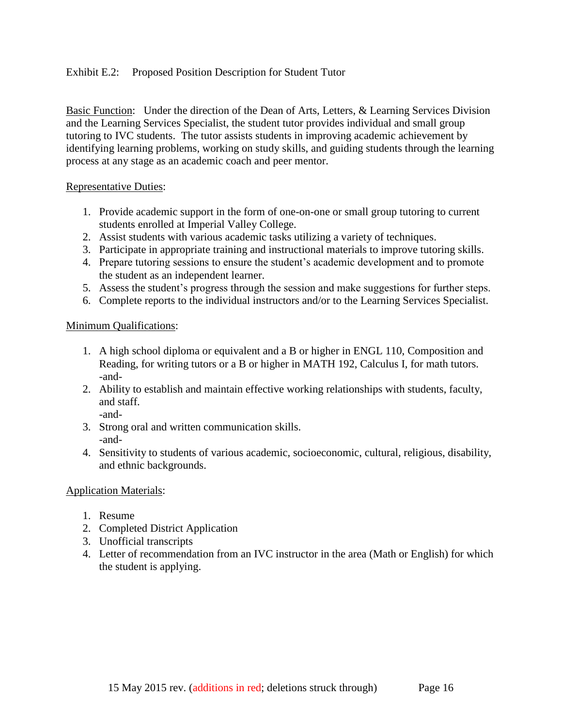Exhibit E.2: Proposed Position Description for Student Tutor

Basic Function: Under the direction of the Dean of Arts, Letters, & Learning Services Division and the Learning Services Specialist, the student tutor provides individual and small group tutoring to IVC students. The tutor assists students in improving academic achievement by identifying learning problems, working on study skills, and guiding students through the learning process at any stage as an academic coach and peer mentor.

Representative Duties:

1. Provide academic support in the form of one-on-one or small group tutoring to current students enrolled at Imperial Valley College.
2. Assist students with various academic tasks utilizing a variety of techniques.
3. Participate in appropriate training and instructional materials to improve tutoring skills.
4. Prepare tutoring sessions to ensure the student's academic development and to promote the student as an independent learner.
5. Assess the student's progress through the session and make suggestions for further steps.
6. Complete reports to the individual instructors and/or to the Learning Services Specialist.

Minimum Qualifications:

1. A high school diploma or equivalent and a B or higher in ENGL 110, Composition and Reading, for writing tutors or a B or higher in MATH 192, Calculus I, for math tutors.
   -and-
2. Ability to establish and maintain effective working relationships with students, faculty, and staff.
   -and-
3. Strong oral and written communication skills.
   -and-
4. Sensitivity to students of various academic, socioeconomic, cultural, religious, disability, and ethnic backgrounds.

Application Materials:

1. Resume
2. Completed District Application
3. Unofficial transcripts
4. Letter of recommendation from an IVC instructor in the area (Math or English) for which the student is applying.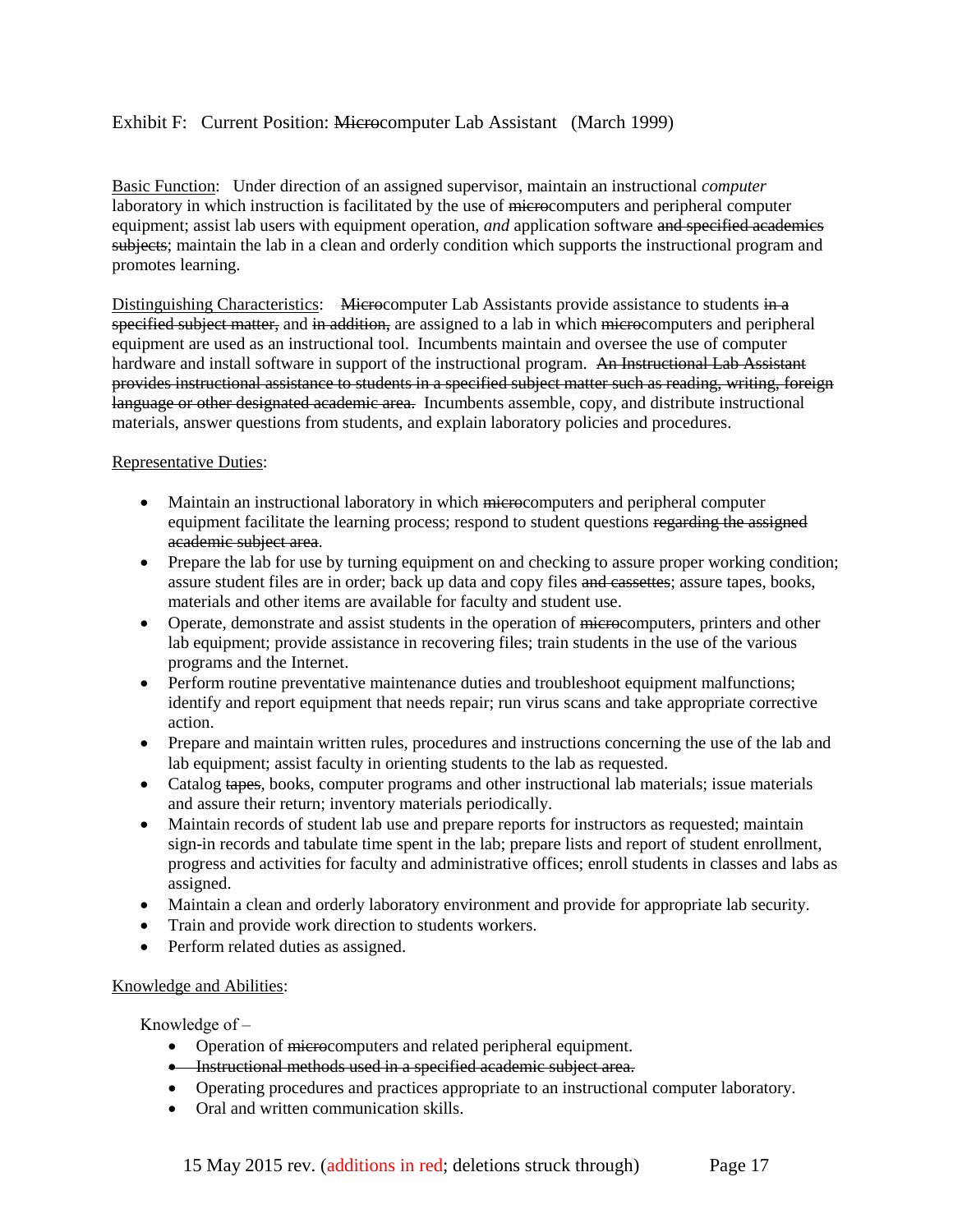Exhibit F: Current Position: ~~Micro~~computer Lab Assistant (March 1999)

Basic Function: Under direction of an assigned supervisor, maintain an instructional *computer* laboratory in which instruction is facilitated by the use of ~~micro~~computers and peripheral computer equipment; assist lab users with equipment operation, *and* application software ~~and specified academics subjects~~; maintain the lab in a clean and orderly condition which supports the instructional program and promotes learning.

Distinguishing Characteristics: ~~Micro~~computer Lab Assistants provide assistance to students ~~in a specified subject matter,~~ and ~~in addition,~~ are assigned to a lab in which ~~micro~~computers and peripheral equipment are used as an instructional tool. Incumbents maintain and oversee the use of computer hardware and install software in support of the instructional program. ~~An Instructional Lab Assistant provides instructional assistance to students in a specified subject matter such as reading, writing, foreign language or other designated academic area.~~ Incumbents assemble, copy, and distribute instructional materials, answer questions from students, and explain laboratory policies and procedures.

Representative Duties:

- Maintain an instructional laboratory in which ~~micro~~computers and peripheral computer equipment facilitate the learning process; respond to student questions ~~regarding the assigned academic subject area~~.
- Prepare the lab for use by turning equipment on and checking to assure proper working condition; assure student files are in order; back up data and copy files ~~and cassettes~~; assure tapes, books, materials and other items are available for faculty and student use.
- Operate, demonstrate and assist students in the operation of ~~micro~~computers, printers and other lab equipment; provide assistance in recovering files; train students in the use of the various programs and the Internet.
- Perform routine preventative maintenance duties and troubleshoot equipment malfunctions; identify and report equipment that needs repair; run virus scans and take appropriate corrective action.
- Prepare and maintain written rules, procedures and instructions concerning the use of the lab and lab equipment; assist faculty in orienting students to the lab as requested.
- Catalog ~~tapes~~, books, computer programs and other instructional lab materials; issue materials and assure their return; inventory materials periodically.
- Maintain records of student lab use and prepare reports for instructors as requested; maintain sign-in records and tabulate time spent in the lab; prepare lists and report of student enrollment, progress and activities for faculty and administrative offices; enroll students in classes and labs as assigned.
- Maintain a clean and orderly laboratory environment and provide for appropriate lab security.
- Train and provide work direction to students workers.
- Perform related duties as assigned.

Knowledge and Abilities:

Knowledge of –

- Operation of ~~micro~~computers and related peripheral equipment.
- ~~Instructional methods used in a specified academic subject area.~~
- Operating procedures and practices appropriate to an instructional computer laboratory.
- Oral and written communication skills.

15 May 2015 rev. (additions in red; deletions struck through)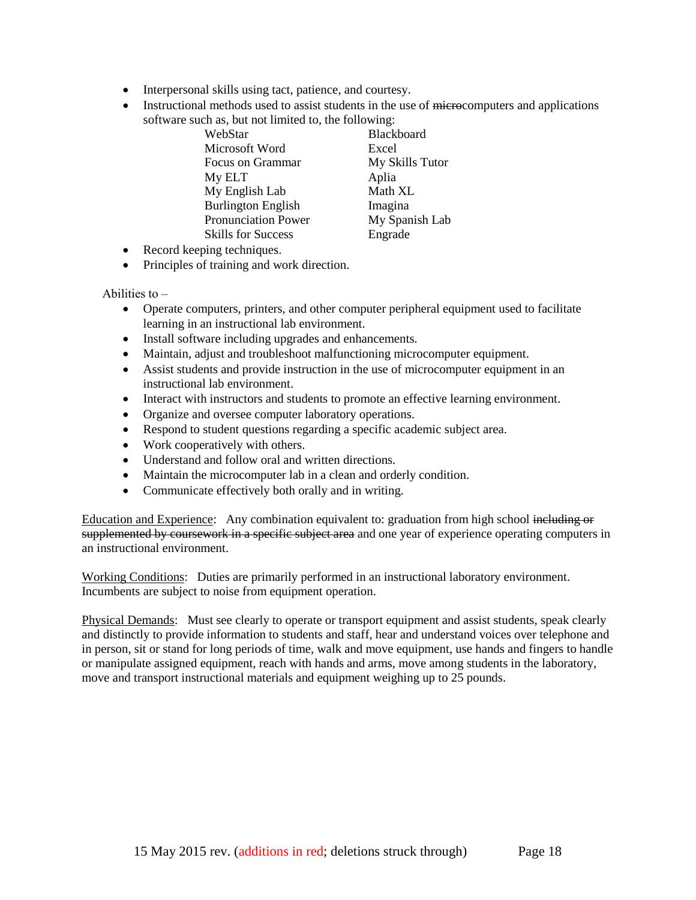- Interpersonal skills using tact, patience, and courtesy.
- Instructional methods used to assist students in the use of ~~micro~~computers and applications software such as, but not limited to, the following:

| | |
|---|---|
| WebStar | Blackboard |
| Microsoft Word | Excel |
| Focus on Grammar | My Skills Tutor |
| My ELT | Aplia |
| My English Lab | Math XL |
| Burlington English | Imagina |
| Pronunciation Power | My Spanish Lab |
| Skills for Success | Engrade |

- Record keeping techniques.
- Principles of training and work direction.

Abilities to –

- Operate computers, printers, and other computer peripheral equipment used to facilitate learning in an instructional lab environment.
- Install software including upgrades and enhancements.
- Maintain, adjust and troubleshoot malfunctioning microcomputer equipment.
- Assist students and provide instruction in the use of microcomputer equipment in an instructional lab environment.
- Interact with instructors and students to promote an effective learning environment.
- Organize and oversee computer laboratory operations.
- Respond to student questions regarding a specific academic subject area.
- Work cooperatively with others.
- Understand and follow oral and written directions.
- Maintain the microcomputer lab in a clean and orderly condition.
- Communicate effectively both orally and in writing.

<u>Education and Experience</u>: Any combination equivalent to: graduation from high school ~~including or supplemented by coursework in a specific subject area~~ and one year of experience operating computers in an instructional environment.

<u>Working Conditions</u>: Duties are primarily performed in an instructional laboratory environment. Incumbents are subject to noise from equipment operation.

<u>Physical Demands</u>: Must see clearly to operate or transport equipment and assist students, speak clearly and distinctly to provide information to students and staff, hear and understand voices over telephone and in person, sit or stand for long periods of time, walk and move equipment, use hands and fingers to handle or manipulate assigned equipment, reach with hands and arms, move among students in the laboratory, move and transport instructional materials and equipment weighing up to 25 pounds.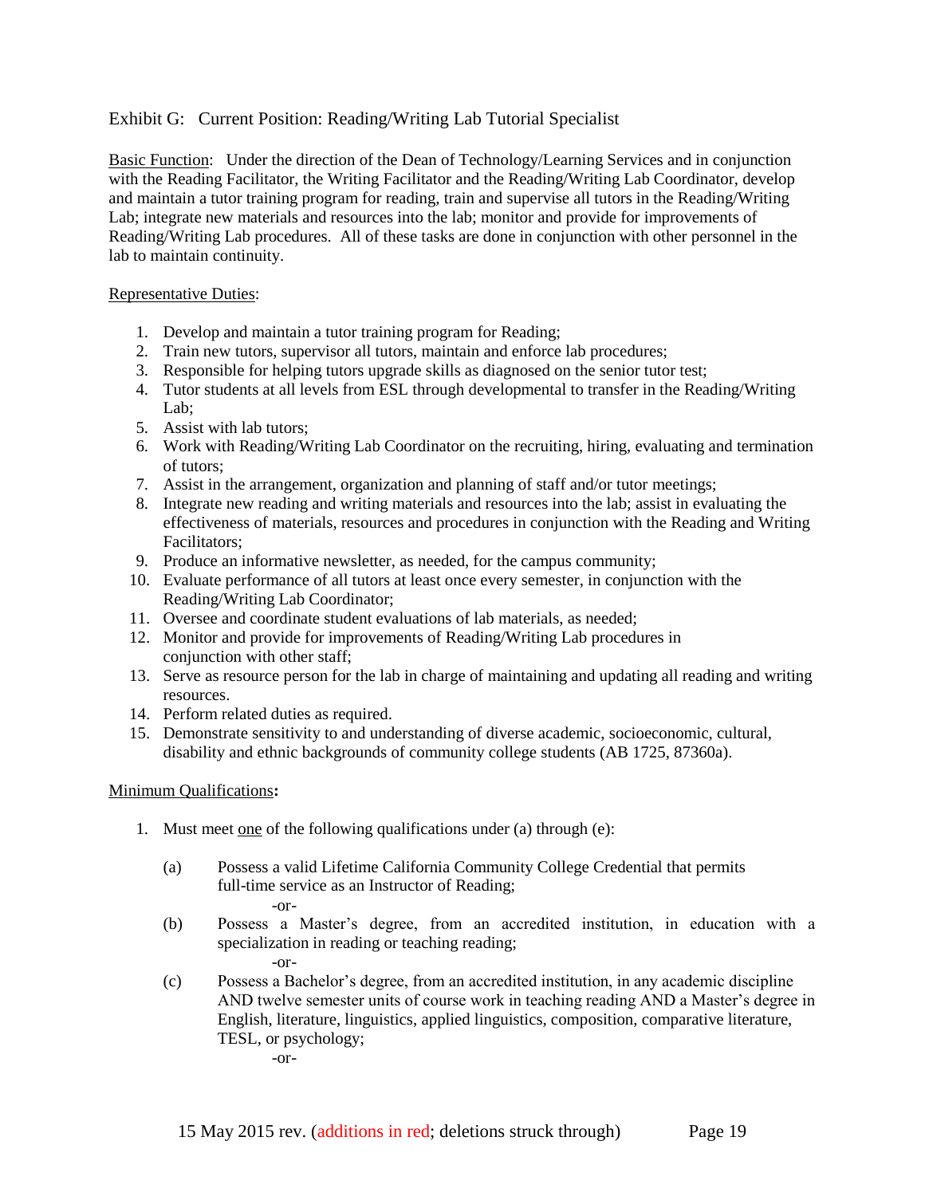Exhibit G: Current Position: Reading/Writing Lab Tutorial Specialist

<u>Basic Function</u>: Under the direction of the Dean of Technology/Learning Services and in conjunction with the Reading Facilitator, the Writing Facilitator and the Reading/Writing Lab Coordinator, develop and maintain a tutor training program for reading, train and supervise all tutors in the Reading/Writing Lab; integrate new materials and resources into the lab; monitor and provide for improvements of Reading/Writing Lab procedures. All of these tasks are done in conjunction with other personnel in the lab to maintain continuity.

<u>Representative Duties</u>:

1. Develop and maintain a tutor training program for Reading;
2. Train new tutors, supervisor all tutors, maintain and enforce lab procedures;
3. Responsible for helping tutors upgrade skills as diagnosed on the senior tutor test;
4. Tutor students at all levels from ESL through developmental to transfer in the Reading/Writing Lab;
5. Assist with lab tutors;
6. Work with Reading/Writing Lab Coordinator on the recruiting, hiring, evaluating and termination of tutors;
7. Assist in the arrangement, organization and planning of staff and/or tutor meetings;
8. Integrate new reading and writing materials and resources into the lab; assist in evaluating the effectiveness of materials, resources and procedures in conjunction with the Reading and Writing Facilitators;
9. Produce an informative newsletter, as needed, for the campus community;
10. Evaluate performance of all tutors at least once every semester, in conjunction with the Reading/Writing Lab Coordinator;
11. Oversee and coordinate student evaluations of lab materials, as needed;
12. Monitor and provide for improvements of Reading/Writing Lab procedures in conjunction with other staff;
13. Serve as resource person for the lab in charge of maintaining and updating all reading and writing resources.
14. Perform related duties as required.
15. Demonstrate sensitivity to and understanding of diverse academic, socioeconomic, cultural, disability and ethnic backgrounds of community college students (AB 1725, 87360a).

<u>Minimum Qualifications</u>**:**

1. Must meet <u>one</u> of the following qualifications under (a) through (e):

   (a) Possess a valid Lifetime California Community College Credential that permits full-time service as an Instructor of Reading;

   -or-

   (b) Possess a Master's degree, from an accredited institution, in education with a specialization in reading or teaching reading;

   -or-

   (c) Possess a Bachelor's degree, from an accredited institution, in any academic discipline AND twelve semester units of course work in teaching reading AND a Master's degree in English, literature, linguistics, applied linguistics, composition, comparative literature, TESL, or psychology;

   -or-

15 May 2015 rev. (additions in red; deletions struck through)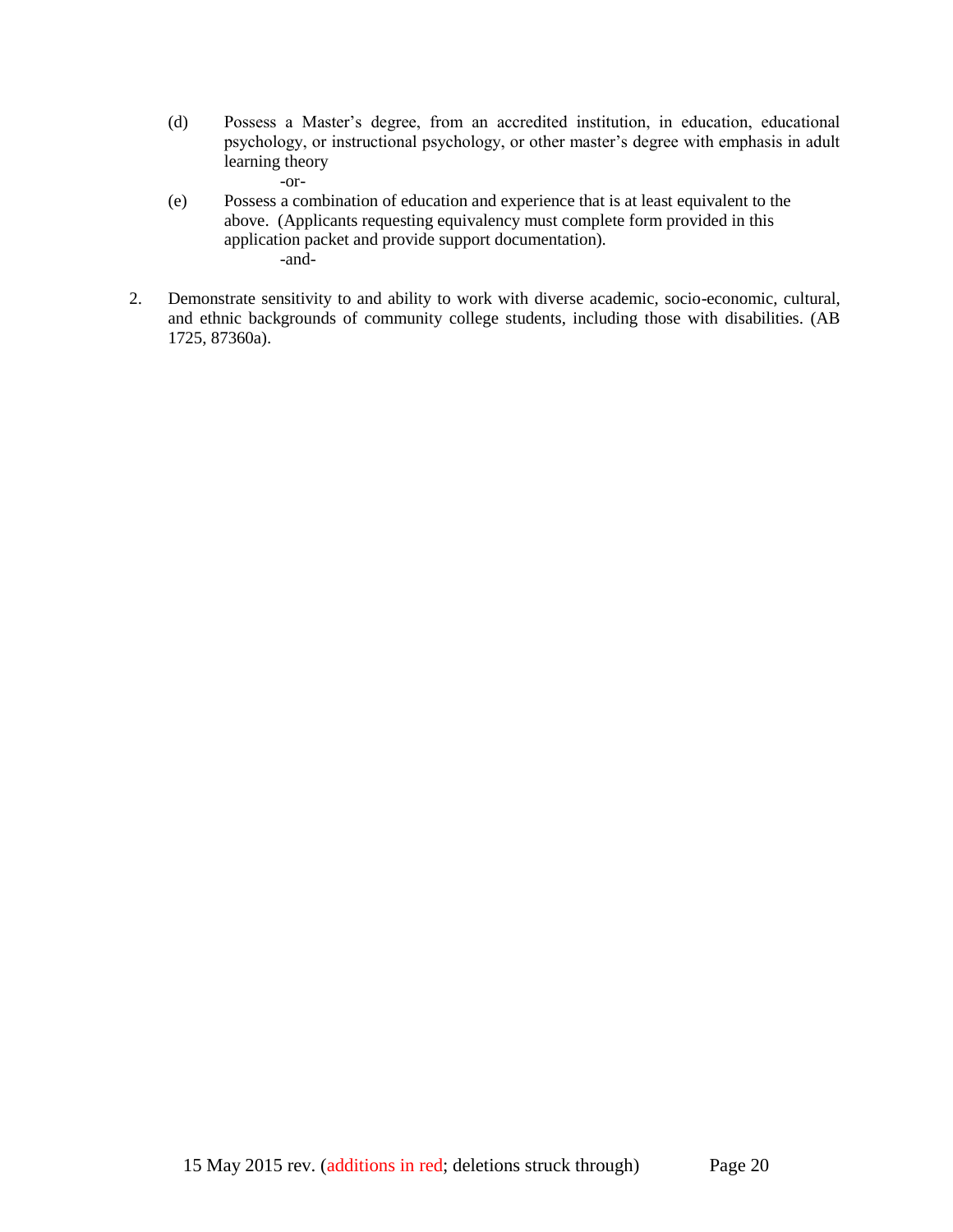(d) Possess a Master's degree, from an accredited institution, in education, educational psychology, or instructional psychology, or other master's degree with emphasis in adult learning theory

-or-

(e) Possess a combination of education and experience that is at least equivalent to the above. (Applicants requesting equivalency must complete form provided in this application packet and provide support documentation).

-and-

2. Demonstrate sensitivity to and ability to work with diverse academic, socio-economic, cultural, and ethnic backgrounds of community college students, including those with disabilities. (AB 1725, 87360a).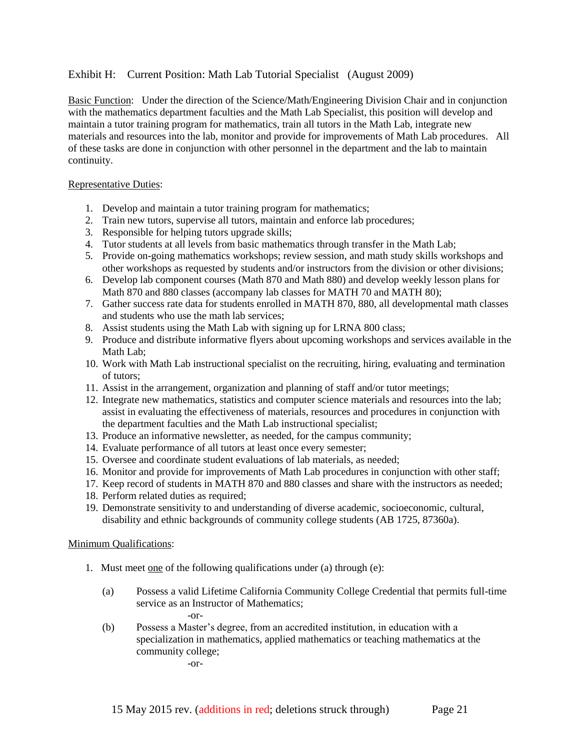Exhibit H: Current Position: Math Lab Tutorial Specialist (August 2009)

<u>Basic Function</u>: Under the direction of the Science/Math/Engineering Division Chair and in conjunction with the mathematics department faculties and the Math Lab Specialist, this position will develop and maintain a tutor training program for mathematics, train all tutors in the Math Lab, integrate new materials and resources into the lab, monitor and provide for improvements of Math Lab procedures. All of these tasks are done in conjunction with other personnel in the department and the lab to maintain continuity.

<u>Representative Duties</u>:

1. Develop and maintain a tutor training program for mathematics;
2. Train new tutors, supervise all tutors, maintain and enforce lab procedures;
3. Responsible for helping tutors upgrade skills;
4. Tutor students at all levels from basic mathematics through transfer in the Math Lab;
5. Provide on-going mathematics workshops; review session, and math study skills workshops and other workshops as requested by students and/or instructors from the division or other divisions;
6. Develop lab component courses (Math 870 and Math 880) and develop weekly lesson plans for Math 870 and 880 classes (accompany lab classes for MATH 70 and MATH 80);
7. Gather success rate data for students enrolled in MATH 870, 880, all developmental math classes and students who use the math lab services;
8. Assist students using the Math Lab with signing up for LRNA 800 class;
9. Produce and distribute informative flyers about upcoming workshops and services available in the Math Lab;
10. Work with Math Lab instructional specialist on the recruiting, hiring, evaluating and termination of tutors;
11. Assist in the arrangement, organization and planning of staff and/or tutor meetings;
12. Integrate new mathematics, statistics and computer science materials and resources into the lab; assist in evaluating the effectiveness of materials, resources and procedures in conjunction with the department faculties and the Math Lab instructional specialist;
13. Produce an informative newsletter, as needed, for the campus community;
14. Evaluate performance of all tutors at least once every semester;
15. Oversee and coordinate student evaluations of lab materials, as needed;
16. Monitor and provide for improvements of Math Lab procedures in conjunction with other staff;
17. Keep record of students in MATH 870 and 880 classes and share with the instructors as needed;
18. Perform related duties as required;
19. Demonstrate sensitivity to and understanding of diverse academic, socioeconomic, cultural, disability and ethnic backgrounds of community college students (AB 1725, 87360a).

<u>Minimum Qualifications</u>:

1. Must meet <u>one</u> of the following qualifications under (a) through (e):

   (a) Possess a valid Lifetime California Community College Credential that permits full-time service as an Instructor of Mathematics;

   -or-

   (b) Possess a Master's degree, from an accredited institution, in education with a specialization in mathematics, applied mathematics or teaching mathematics at the community college;

   -or-

15 May 2015 rev. (additions in red; deletions struck through)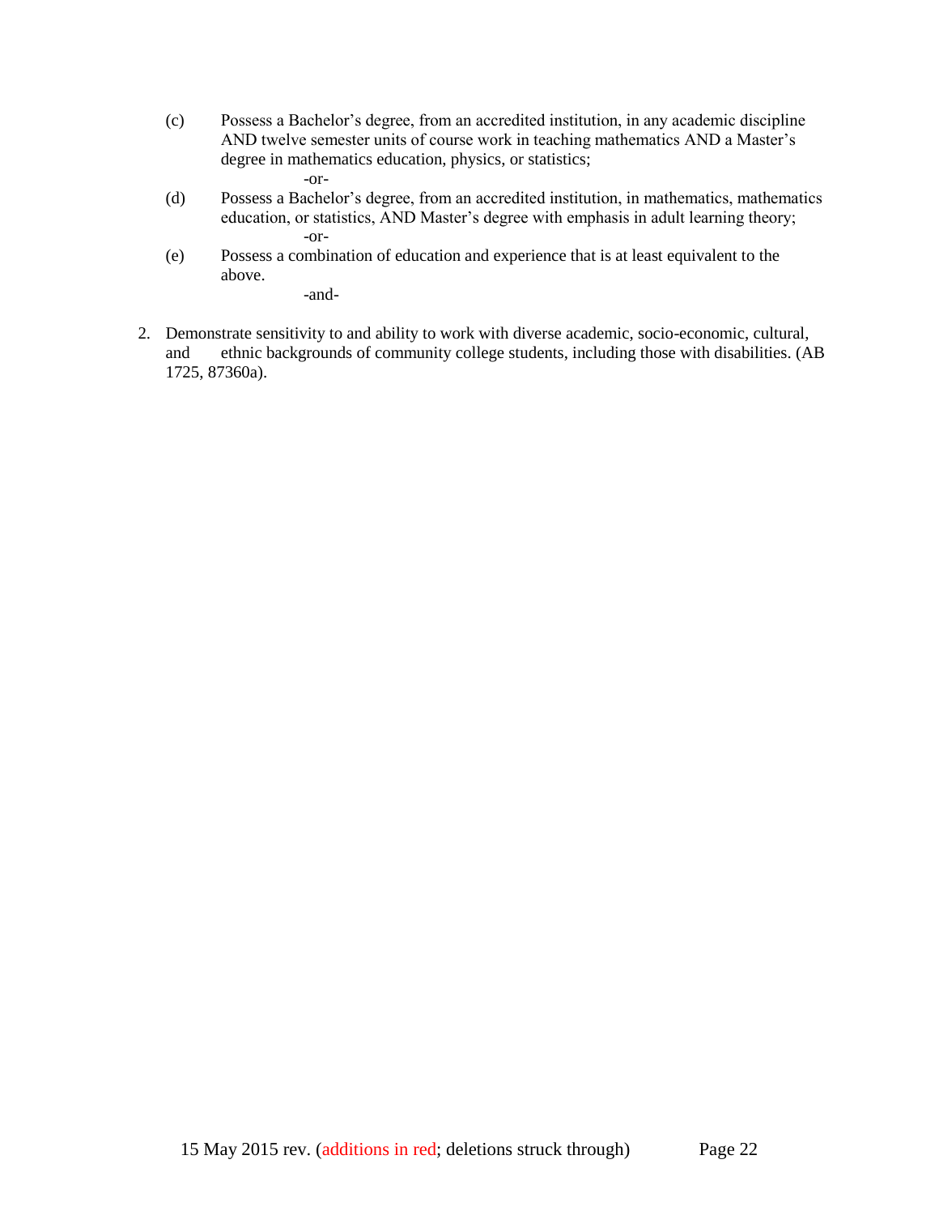(c) Possess a Bachelor's degree, from an accredited institution, in any academic discipline AND twelve semester units of course work in teaching mathematics AND a Master's degree in mathematics education, physics, or statistics;

-or-

(d) Possess a Bachelor's degree, from an accredited institution, in mathematics, mathematics education, or statistics, AND Master's degree with emphasis in adult learning theory;

-or-

(e) Possess a combination of education and experience that is at least equivalent to the above.

-and-

2. Demonstrate sensitivity to and ability to work with diverse academic, socio-economic, cultural, and ethnic backgrounds of community college students, including those with disabilities. (AB 1725, 87360a).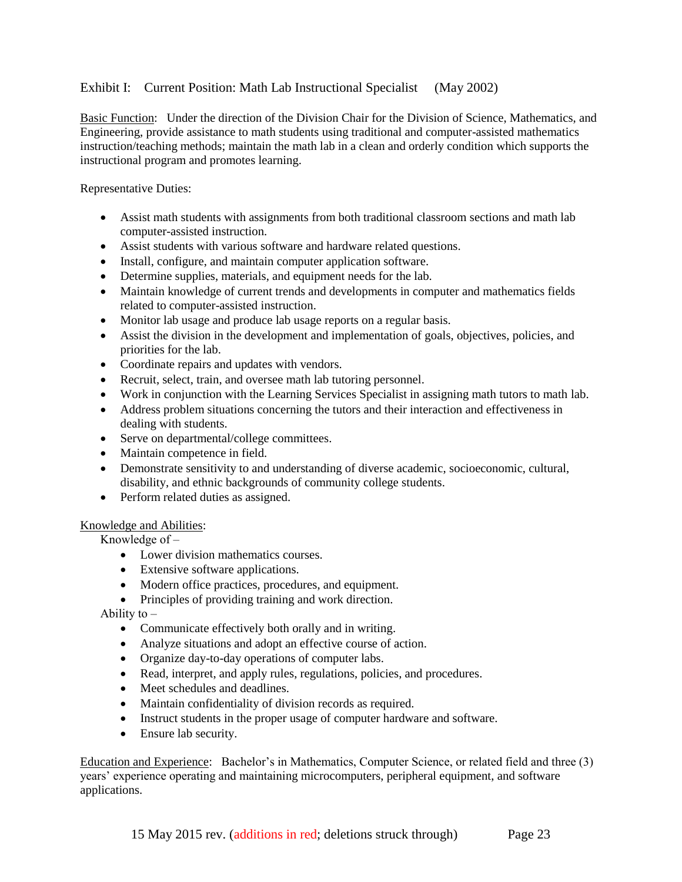Exhibit I: Current Position: Math Lab Instructional Specialist (May 2002)

<u>Basic Function</u>: Under the direction of the Division Chair for the Division of Science, Mathematics, and Engineering, provide assistance to math students using traditional and computer-assisted mathematics instruction/teaching methods; maintain the math lab in a clean and orderly condition which supports the instructional program and promotes learning.

Representative Duties:

- Assist math students with assignments from both traditional classroom sections and math lab computer-assisted instruction.
- Assist students with various software and hardware related questions.
- Install, configure, and maintain computer application software.
- Determine supplies, materials, and equipment needs for the lab.
- Maintain knowledge of current trends and developments in computer and mathematics fields related to computer-assisted instruction.
- Monitor lab usage and produce lab usage reports on a regular basis.
- Assist the division in the development and implementation of goals, objectives, policies, and priorities for the lab.
- Coordinate repairs and updates with vendors.
- Recruit, select, train, and oversee math lab tutoring personnel.
- Work in conjunction with the Learning Services Specialist in assigning math tutors to math lab.
- Address problem situations concerning the tutors and their interaction and effectiveness in dealing with students.
- Serve on departmental/college committees.
- Maintain competence in field.
- Demonstrate sensitivity to and understanding of diverse academic, socioeconomic, cultural, disability, and ethnic backgrounds of community college students.
- Perform related duties as assigned.

<u>Knowledge and Abilities</u>:

Knowledge of –

- Lower division mathematics courses.
- Extensive software applications.
- Modern office practices, procedures, and equipment.
- Principles of providing training and work direction.

Ability to –

- Communicate effectively both orally and in writing.
- Analyze situations and adopt an effective course of action.
- Organize day-to-day operations of computer labs.
- Read, interpret, and apply rules, regulations, policies, and procedures.
- Meet schedules and deadlines.
- Maintain confidentiality of division records as required.
- Instruct students in the proper usage of computer hardware and software.
- Ensure lab security.

<u>Education and Experience</u>: Bachelor's in Mathematics, Computer Science, or related field and three (3) years' experience operating and maintaining microcomputers, peripheral equipment, and software applications.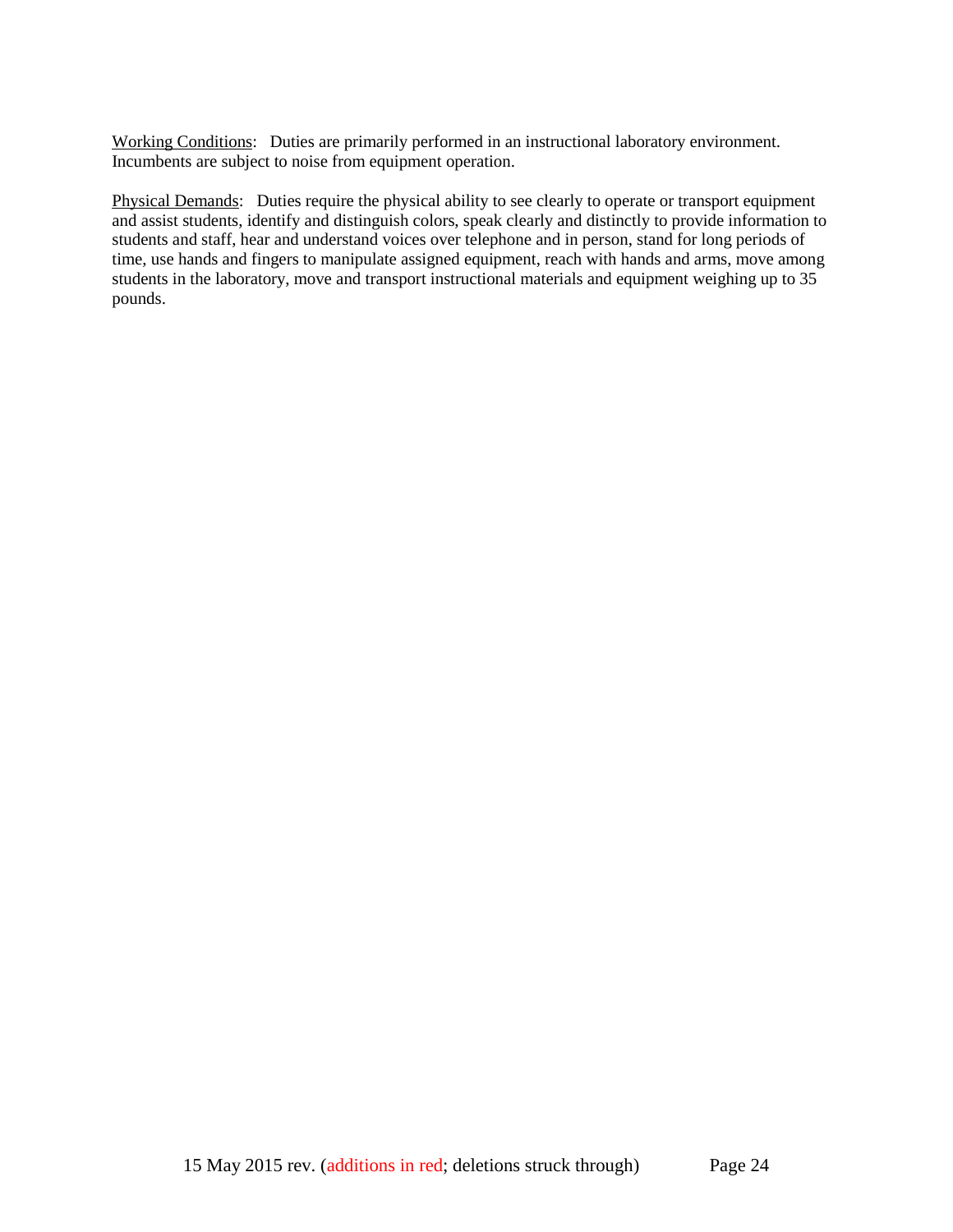<u>Working Conditions</u>: Duties are primarily performed in an instructional laboratory environment. Incumbents are subject to noise from equipment operation.

<u>Physical Demands</u>: Duties require the physical ability to see clearly to operate or transport equipment and assist students, identify and distinguish colors, speak clearly and distinctly to provide information to students and staff, hear and understand voices over telephone and in person, stand for long periods of time, use hands and fingers to manipulate assigned equipment, reach with hands and arms, move among students in the laboratory, move and transport instructional materials and equipment weighing up to 35 pounds.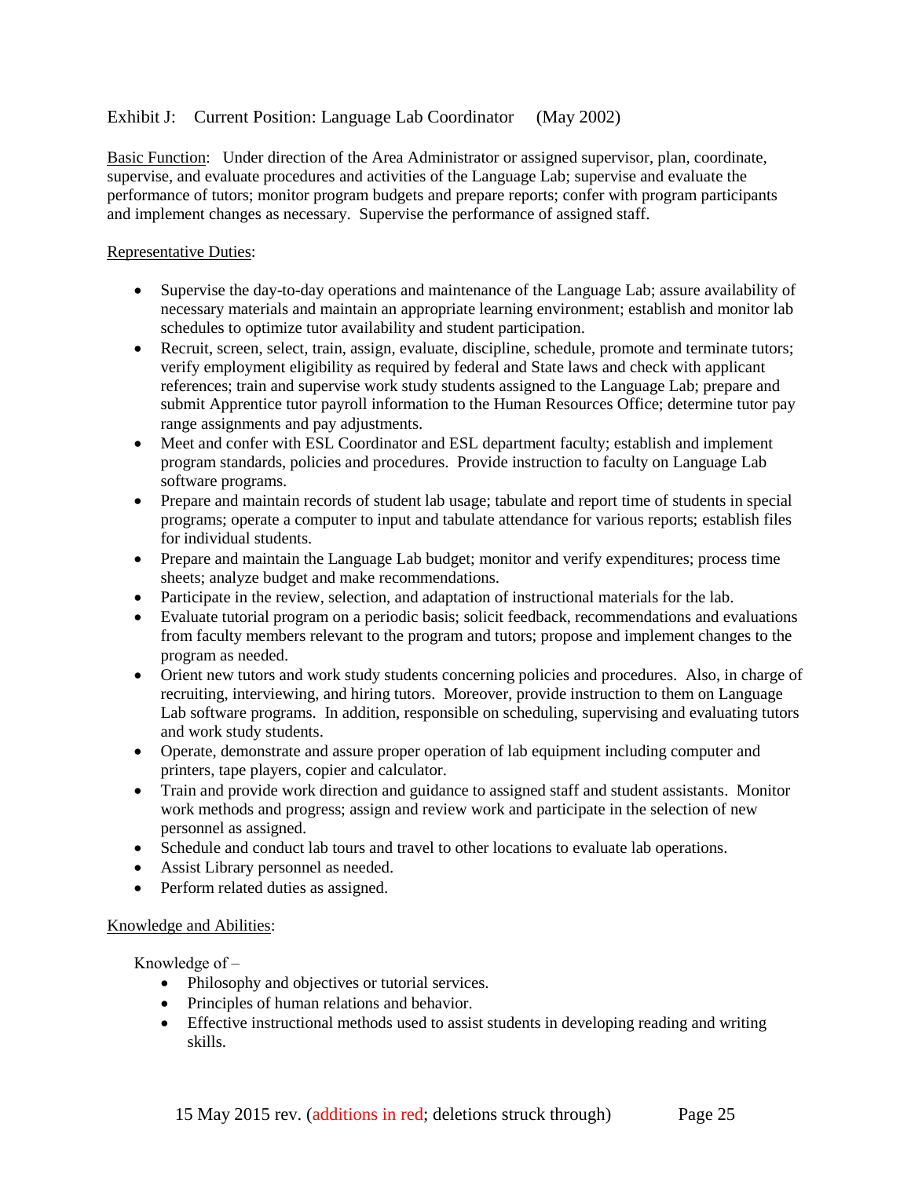Exhibit J: Current Position: Language Lab Coordinator (May 2002)

Basic Function: Under direction of the Area Administrator or assigned supervisor, plan, coordinate, supervise, and evaluate procedures and activities of the Language Lab; supervise and evaluate the performance of tutors; monitor program budgets and prepare reports; confer with program participants and implement changes as necessary. Supervise the performance of assigned staff.

Representative Duties:

- Supervise the day-to-day operations and maintenance of the Language Lab; assure availability of necessary materials and maintain an appropriate learning environment; establish and monitor lab schedules to optimize tutor availability and student participation.
- Recruit, screen, select, train, assign, evaluate, discipline, schedule, promote and terminate tutors; verify employment eligibility as required by federal and State laws and check with applicant references; train and supervise work study students assigned to the Language Lab; prepare and submit Apprentice tutor payroll information to the Human Resources Office; determine tutor pay range assignments and pay adjustments.
- Meet and confer with ESL Coordinator and ESL department faculty; establish and implement program standards, policies and procedures. Provide instruction to faculty on Language Lab software programs.
- Prepare and maintain records of student lab usage; tabulate and report time of students in special programs; operate a computer to input and tabulate attendance for various reports; establish files for individual students.
- Prepare and maintain the Language Lab budget; monitor and verify expenditures; process time sheets; analyze budget and make recommendations.
- Participate in the review, selection, and adaptation of instructional materials for the lab.
- Evaluate tutorial program on a periodic basis; solicit feedback, recommendations and evaluations from faculty members relevant to the program and tutors; propose and implement changes to the program as needed.
- Orient new tutors and work study students concerning policies and procedures. Also, in charge of recruiting, interviewing, and hiring tutors. Moreover, provide instruction to them on Language Lab software programs. In addition, responsible on scheduling, supervising and evaluating tutors and work study students.
- Operate, demonstrate and assure proper operation of lab equipment including computer and printers, tape players, copier and calculator.
- Train and provide work direction and guidance to assigned staff and student assistants. Monitor work methods and progress; assign and review work and participate in the selection of new personnel as assigned.
- Schedule and conduct lab tours and travel to other locations to evaluate lab operations.
- Assist Library personnel as needed.
- Perform related duties as assigned.

Knowledge and Abilities:

Knowledge of –

- Philosophy and objectives or tutorial services.
- Principles of human relations and behavior.
- Effective instructional methods used to assist students in developing reading and writing skills.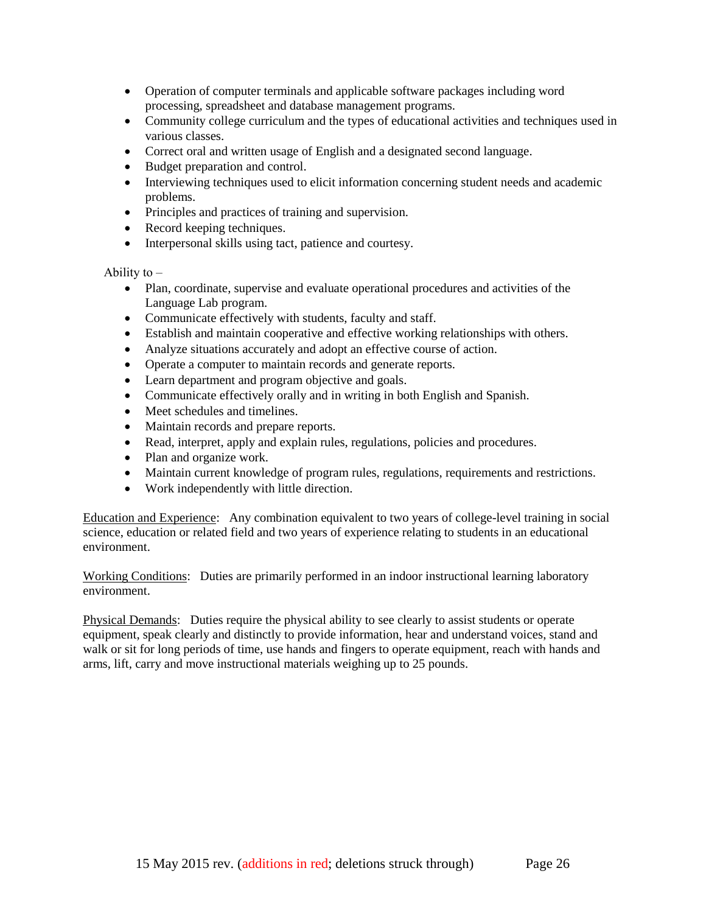- Operation of computer terminals and applicable software packages including word processing, spreadsheet and database management programs.
- Community college curriculum and the types of educational activities and techniques used in various classes.
- Correct oral and written usage of English and a designated second language.
- Budget preparation and control.
- Interviewing techniques used to elicit information concerning student needs and academic problems.
- Principles and practices of training and supervision.
- Record keeping techniques.
- Interpersonal skills using tact, patience and courtesy.

Ability to –

- Plan, coordinate, supervise and evaluate operational procedures and activities of the Language Lab program.
- Communicate effectively with students, faculty and staff.
- Establish and maintain cooperative and effective working relationships with others.
- Analyze situations accurately and adopt an effective course of action.
- Operate a computer to maintain records and generate reports.
- Learn department and program objective and goals.
- Communicate effectively orally and in writing in both English and Spanish.
- Meet schedules and timelines.
- Maintain records and prepare reports.
- Read, interpret, apply and explain rules, regulations, policies and procedures.
- Plan and organize work.
- Maintain current knowledge of program rules, regulations, requirements and restrictions.
- Work independently with little direction.

Education and Experience: Any combination equivalent to two years of college-level training in social science, education or related field and two years of experience relating to students in an educational environment.

Working Conditions: Duties are primarily performed in an indoor instructional learning laboratory environment.

Physical Demands: Duties require the physical ability to see clearly to assist students or operate equipment, speak clearly and distinctly to provide information, hear and understand voices, stand and walk or sit for long periods of time, use hands and fingers to operate equipment, reach with hands and arms, lift, carry and move instructional materials weighing up to 25 pounds.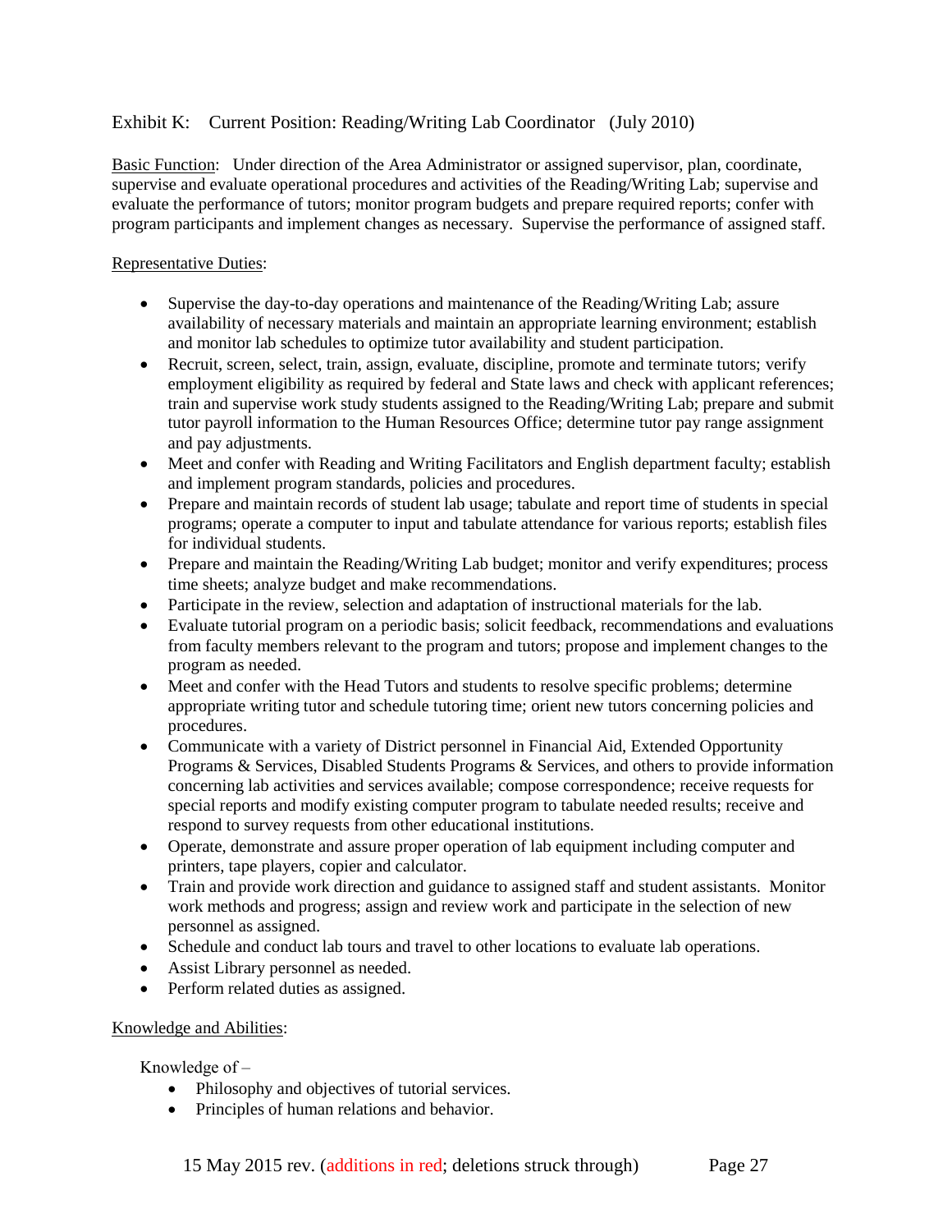Exhibit K: Current Position: Reading/Writing Lab Coordinator (July 2010)

Basic Function: Under direction of the Area Administrator or assigned supervisor, plan, coordinate, supervise and evaluate operational procedures and activities of the Reading/Writing Lab; supervise and evaluate the performance of tutors; monitor program budgets and prepare required reports; confer with program participants and implement changes as necessary. Supervise the performance of assigned staff.

Representative Duties:

- Supervise the day-to-day operations and maintenance of the Reading/Writing Lab; assure availability of necessary materials and maintain an appropriate learning environment; establish and monitor lab schedules to optimize tutor availability and student participation.
- Recruit, screen, select, train, assign, evaluate, discipline, promote and terminate tutors; verify employment eligibility as required by federal and State laws and check with applicant references; train and supervise work study students assigned to the Reading/Writing Lab; prepare and submit tutor payroll information to the Human Resources Office; determine tutor pay range assignment and pay adjustments.
- Meet and confer with Reading and Writing Facilitators and English department faculty; establish and implement program standards, policies and procedures.
- Prepare and maintain records of student lab usage; tabulate and report time of students in special programs; operate a computer to input and tabulate attendance for various reports; establish files for individual students.
- Prepare and maintain the Reading/Writing Lab budget; monitor and verify expenditures; process time sheets; analyze budget and make recommendations.
- Participate in the review, selection and adaptation of instructional materials for the lab.
- Evaluate tutorial program on a periodic basis; solicit feedback, recommendations and evaluations from faculty members relevant to the program and tutors; propose and implement changes to the program as needed.
- Meet and confer with the Head Tutors and students to resolve specific problems; determine appropriate writing tutor and schedule tutoring time; orient new tutors concerning policies and procedures.
- Communicate with a variety of District personnel in Financial Aid, Extended Opportunity Programs & Services, Disabled Students Programs & Services, and others to provide information concerning lab activities and services available; compose correspondence; receive requests for special reports and modify existing computer program to tabulate needed results; receive and respond to survey requests from other educational institutions.
- Operate, demonstrate and assure proper operation of lab equipment including computer and printers, tape players, copier and calculator.
- Train and provide work direction and guidance to assigned staff and student assistants. Monitor work methods and progress; assign and review work and participate in the selection of new personnel as assigned.
- Schedule and conduct lab tours and travel to other locations to evaluate lab operations.
- Assist Library personnel as needed.
- Perform related duties as assigned.

Knowledge and Abilities:

Knowledge of –

- Philosophy and objectives of tutorial services.
- Principles of human relations and behavior.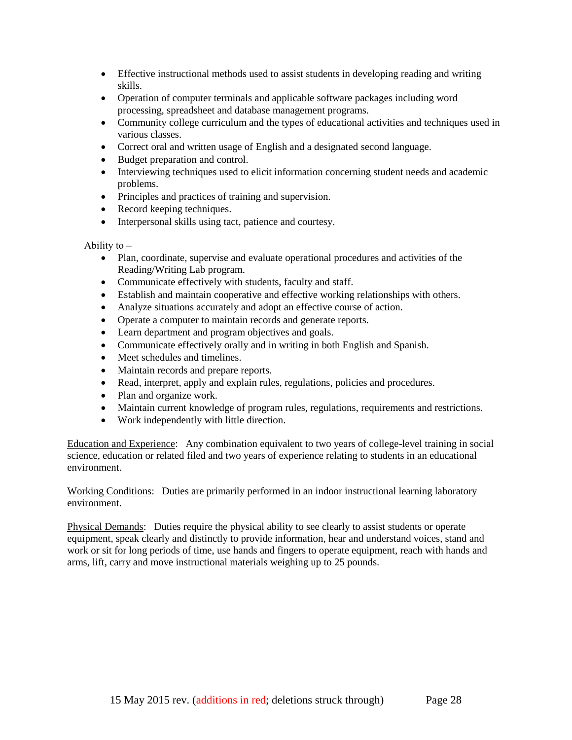- Effective instructional methods used to assist students in developing reading and writing skills.
- Operation of computer terminals and applicable software packages including word processing, spreadsheet and database management programs.
- Community college curriculum and the types of educational activities and techniques used in various classes.
- Correct oral and written usage of English and a designated second language.
- Budget preparation and control.
- Interviewing techniques used to elicit information concerning student needs and academic problems.
- Principles and practices of training and supervision.
- Record keeping techniques.
- Interpersonal skills using tact, patience and courtesy.

Ability to –

- Plan, coordinate, supervise and evaluate operational procedures and activities of the Reading/Writing Lab program.
- Communicate effectively with students, faculty and staff.
- Establish and maintain cooperative and effective working relationships with others.
- Analyze situations accurately and adopt an effective course of action.
- Operate a computer to maintain records and generate reports.
- Learn department and program objectives and goals.
- Communicate effectively orally and in writing in both English and Spanish.
- Meet schedules and timelines.
- Maintain records and prepare reports.
- Read, interpret, apply and explain rules, regulations, policies and procedures.
- Plan and organize work.
- Maintain current knowledge of program rules, regulations, requirements and restrictions.
- Work independently with little direction.

Education and Experience: Any combination equivalent to two years of college-level training in social science, education or related filed and two years of experience relating to students in an educational environment.

Working Conditions: Duties are primarily performed in an indoor instructional learning laboratory environment.

Physical Demands: Duties require the physical ability to see clearly to assist students or operate equipment, speak clearly and distinctly to provide information, hear and understand voices, stand and work or sit for long periods of time, use hands and fingers to operate equipment, reach with hands and arms, lift, carry and move instructional materials weighing up to 25 pounds.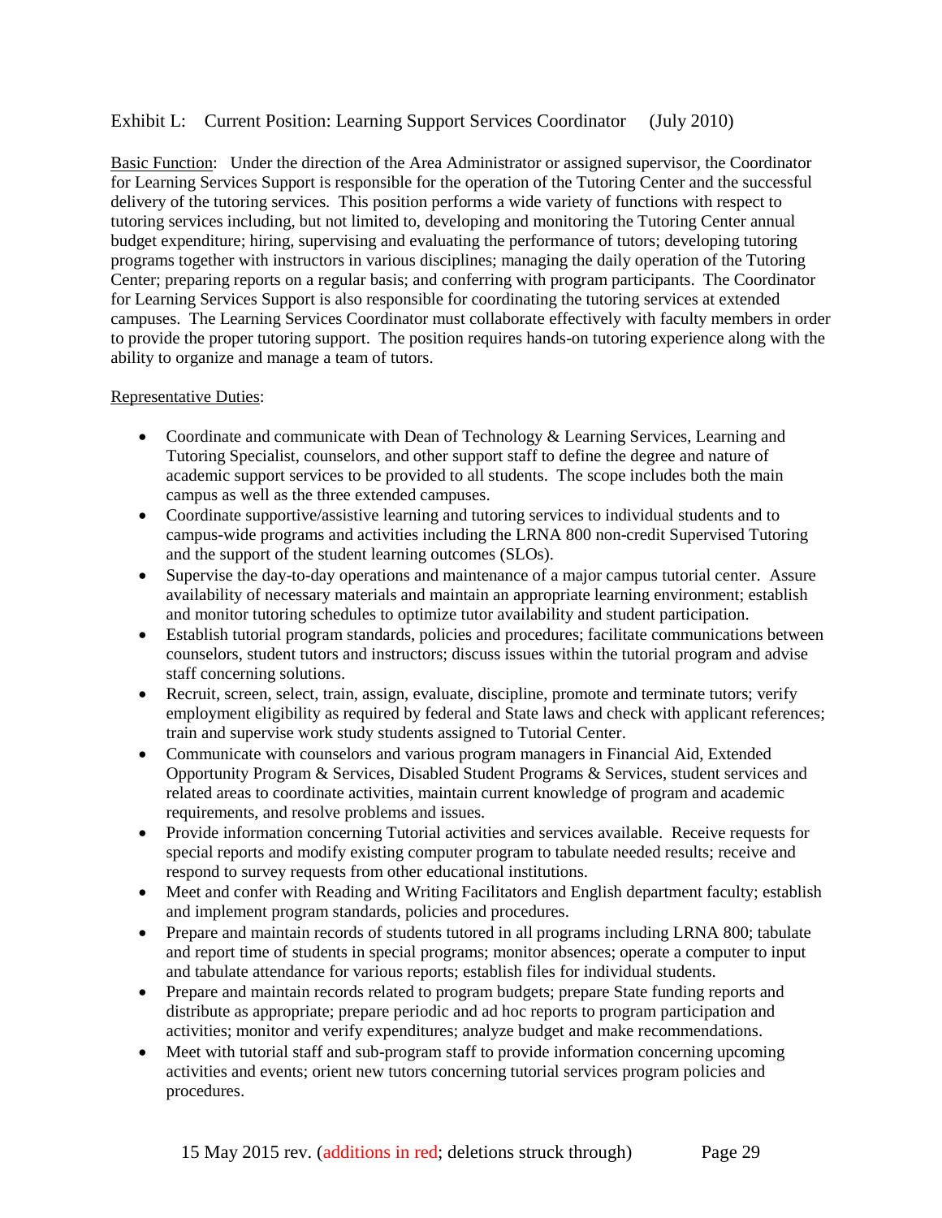Exhibit L: Current Position: Learning Support Services Coordinator (July 2010)

Basic Function: Under the direction of the Area Administrator or assigned supervisor, the Coordinator for Learning Services Support is responsible for the operation of the Tutoring Center and the successful delivery of the tutoring services. This position performs a wide variety of functions with respect to tutoring services including, but not limited to, developing and monitoring the Tutoring Center annual budget expenditure; hiring, supervising and evaluating the performance of tutors; developing tutoring programs together with instructors in various disciplines; managing the daily operation of the Tutoring Center; preparing reports on a regular basis; and conferring with program participants. The Coordinator for Learning Services Support is also responsible for coordinating the tutoring services at extended campuses. The Learning Services Coordinator must collaborate effectively with faculty members in order to provide the proper tutoring support. The position requires hands-on tutoring experience along with the ability to organize and manage a team of tutors.

Representative Duties:

- Coordinate and communicate with Dean of Technology & Learning Services, Learning and Tutoring Specialist, counselors, and other support staff to define the degree and nature of academic support services to be provided to all students. The scope includes both the main campus as well as the three extended campuses.
- Coordinate supportive/assistive learning and tutoring services to individual students and to campus-wide programs and activities including the LRNA 800 non-credit Supervised Tutoring and the support of the student learning outcomes (SLOs).
- Supervise the day-to-day operations and maintenance of a major campus tutorial center. Assure availability of necessary materials and maintain an appropriate learning environment; establish and monitor tutoring schedules to optimize tutor availability and student participation.
- Establish tutorial program standards, policies and procedures; facilitate communications between counselors, student tutors and instructors; discuss issues within the tutorial program and advise staff concerning solutions.
- Recruit, screen, select, train, assign, evaluate, discipline, promote and terminate tutors; verify employment eligibility as required by federal and State laws and check with applicant references; train and supervise work study students assigned to Tutorial Center.
- Communicate with counselors and various program managers in Financial Aid, Extended Opportunity Program & Services, Disabled Student Programs & Services, student services and related areas to coordinate activities, maintain current knowledge of program and academic requirements, and resolve problems and issues.
- Provide information concerning Tutorial activities and services available. Receive requests for special reports and modify existing computer program to tabulate needed results; receive and respond to survey requests from other educational institutions.
- Meet and confer with Reading and Writing Facilitators and English department faculty; establish and implement program standards, policies and procedures.
- Prepare and maintain records of students tutored in all programs including LRNA 800; tabulate and report time of students in special programs; monitor absences; operate a computer to input and tabulate attendance for various reports; establish files for individual students.
- Prepare and maintain records related to program budgets; prepare State funding reports and distribute as appropriate; prepare periodic and ad hoc reports to program participation and activities; monitor and verify expenditures; analyze budget and make recommendations.
- Meet with tutorial staff and sub-program staff to provide information concerning upcoming activities and events; orient new tutors concerning tutorial services program policies and procedures.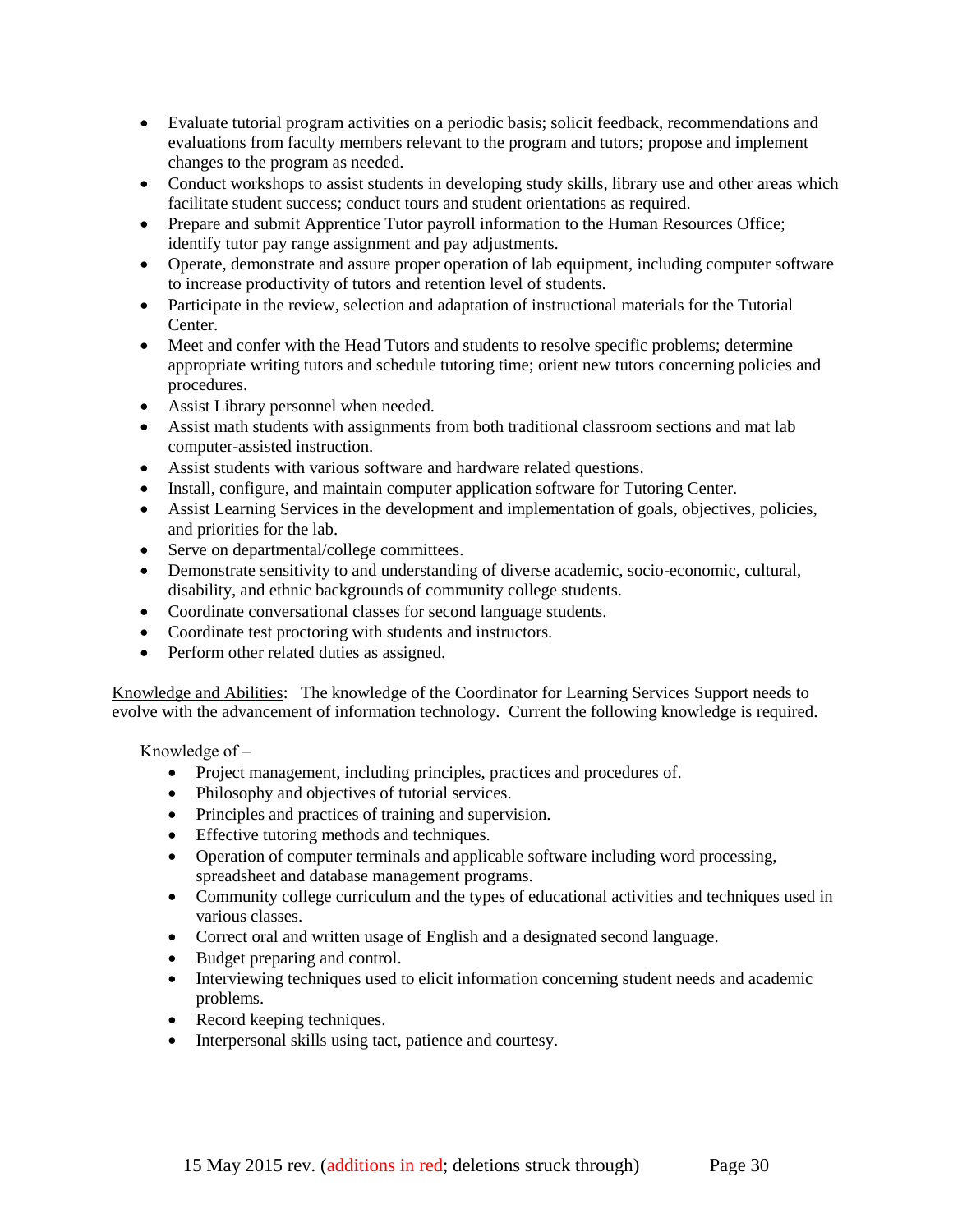- Evaluate tutorial program activities on a periodic basis; solicit feedback, recommendations and evaluations from faculty members relevant to the program and tutors; propose and implement changes to the program as needed.
- Conduct workshops to assist students in developing study skills, library use and other areas which facilitate student success; conduct tours and student orientations as required.
- Prepare and submit Apprentice Tutor payroll information to the Human Resources Office; identify tutor pay range assignment and pay adjustments.
- Operate, demonstrate and assure proper operation of lab equipment, including computer software to increase productivity of tutors and retention level of students.
- Participate in the review, selection and adaptation of instructional materials for the Tutorial Center.
- Meet and confer with the Head Tutors and students to resolve specific problems; determine appropriate writing tutors and schedule tutoring time; orient new tutors concerning policies and procedures.
- Assist Library personnel when needed.
- Assist math students with assignments from both traditional classroom sections and mat lab computer-assisted instruction.
- Assist students with various software and hardware related questions.
- Install, configure, and maintain computer application software for Tutoring Center.
- Assist Learning Services in the development and implementation of goals, objectives, policies, and priorities for the lab.
- Serve on departmental/college committees.
- Demonstrate sensitivity to and understanding of diverse academic, socio-economic, cultural, disability, and ethnic backgrounds of community college students.
- Coordinate conversational classes for second language students.
- Coordinate test proctoring with students and instructors.
- Perform other related duties as assigned.

Knowledge and Abilities: The knowledge of the Coordinator for Learning Services Support needs to evolve with the advancement of information technology. Current the following knowledge is required.

Knowledge of –

- Project management, including principles, practices and procedures of.
- Philosophy and objectives of tutorial services.
- Principles and practices of training and supervision.
- Effective tutoring methods and techniques.
- Operation of computer terminals and applicable software including word processing, spreadsheet and database management programs.
- Community college curriculum and the types of educational activities and techniques used in various classes.
- Correct oral and written usage of English and a designated second language.
- Budget preparing and control.
- Interviewing techniques used to elicit information concerning student needs and academic problems.
- Record keeping techniques.
- Interpersonal skills using tact, patience and courtesy.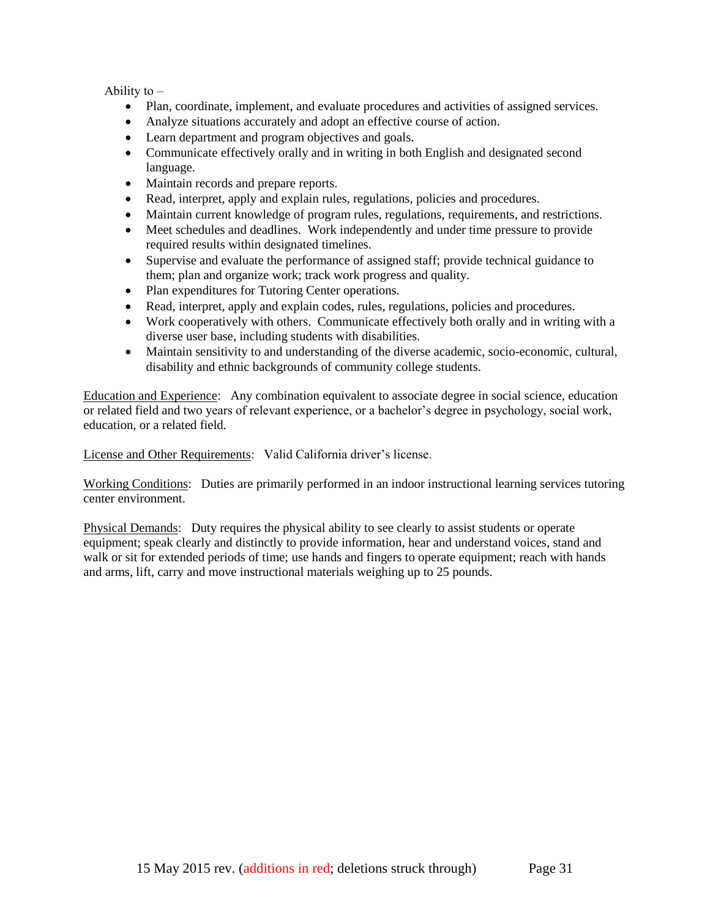Ability to –

- Plan, coordinate, implement, and evaluate procedures and activities of assigned services.
- Analyze situations accurately and adopt an effective course of action.
- Learn department and program objectives and goals.
- Communicate effectively orally and in writing in both English and designated second language.
- Maintain records and prepare reports.
- Read, interpret, apply and explain rules, regulations, policies and procedures.
- Maintain current knowledge of program rules, regulations, requirements, and restrictions.
- Meet schedules and deadlines. Work independently and under time pressure to provide required results within designated timelines.
- Supervise and evaluate the performance of assigned staff; provide technical guidance to them; plan and organize work; track work progress and quality.
- Plan expenditures for Tutoring Center operations.
- Read, interpret, apply and explain codes, rules, regulations, policies and procedures.
- Work cooperatively with others. Communicate effectively both orally and in writing with a diverse user base, including students with disabilities.
- Maintain sensitivity to and understanding of the diverse academic, socio-economic, cultural, disability and ethnic backgrounds of community college students.

<u>Education and Experience</u>: Any combination equivalent to associate degree in social science, education or related field and two years of relevant experience, or a bachelor's degree in psychology, social work, education, or a related field.

<u>License and Other Requirements</u>: Valid California driver's license.

<u>Working Conditions</u>: Duties are primarily performed in an indoor instructional learning services tutoring center environment.

<u>Physical Demands</u>: Duty requires the physical ability to see clearly to assist students or operate equipment; speak clearly and distinctly to provide information, hear and understand voices, stand and walk or sit for extended periods of time; use hands and fingers to operate equipment; reach with hands and arms, lift, carry and move instructional materials weighing up to 25 pounds.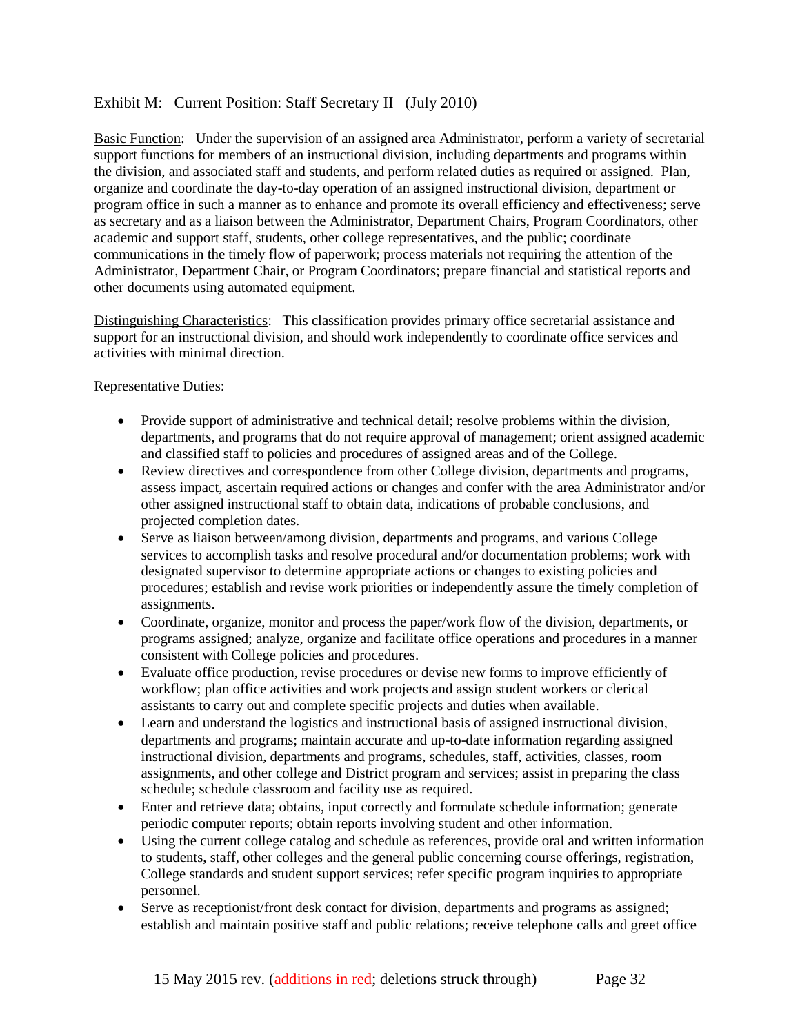Exhibit M: Current Position: Staff Secretary II (July 2010)

Basic Function: Under the supervision of an assigned area Administrator, perform a variety of secretarial support functions for members of an instructional division, including departments and programs within the division, and associated staff and students, and perform related duties as required or assigned. Plan, organize and coordinate the day-to-day operation of an assigned instructional division, department or program office in such a manner as to enhance and promote its overall efficiency and effectiveness; serve as secretary and as a liaison between the Administrator, Department Chairs, Program Coordinators, other academic and support staff, students, other college representatives, and the public; coordinate communications in the timely flow of paperwork; process materials not requiring the attention of the Administrator, Department Chair, or Program Coordinators; prepare financial and statistical reports and other documents using automated equipment.

Distinguishing Characteristics: This classification provides primary office secretarial assistance and support for an instructional division, and should work independently to coordinate office services and activities with minimal direction.

Representative Duties:

- Provide support of administrative and technical detail; resolve problems within the division, departments, and programs that do not require approval of management; orient assigned academic and classified staff to policies and procedures of assigned areas and of the College.
- Review directives and correspondence from other College division, departments and programs, assess impact, ascertain required actions or changes and confer with the area Administrator and/or other assigned instructional staff to obtain data, indications of probable conclusions, and projected completion dates.
- Serve as liaison between/among division, departments and programs, and various College services to accomplish tasks and resolve procedural and/or documentation problems; work with designated supervisor to determine appropriate actions or changes to existing policies and procedures; establish and revise work priorities or independently assure the timely completion of assignments.
- Coordinate, organize, monitor and process the paper/work flow of the division, departments, or programs assigned; analyze, organize and facilitate office operations and procedures in a manner consistent with College policies and procedures.
- Evaluate office production, revise procedures or devise new forms to improve efficiently of workflow; plan office activities and work projects and assign student workers or clerical assistants to carry out and complete specific projects and duties when available.
- Learn and understand the logistics and instructional basis of assigned instructional division, departments and programs; maintain accurate and up-to-date information regarding assigned instructional division, departments and programs, schedules, staff, activities, classes, room assignments, and other college and District program and services; assist in preparing the class schedule; schedule classroom and facility use as required.
- Enter and retrieve data; obtains, input correctly and formulate schedule information; generate periodic computer reports; obtain reports involving student and other information.
- Using the current college catalog and schedule as references, provide oral and written information to students, staff, other colleges and the general public concerning course offerings, registration, College standards and student support services; refer specific program inquiries to appropriate personnel.
- Serve as receptionist/front desk contact for division, departments and programs as assigned; establish and maintain positive staff and public relations; receive telephone calls and greet office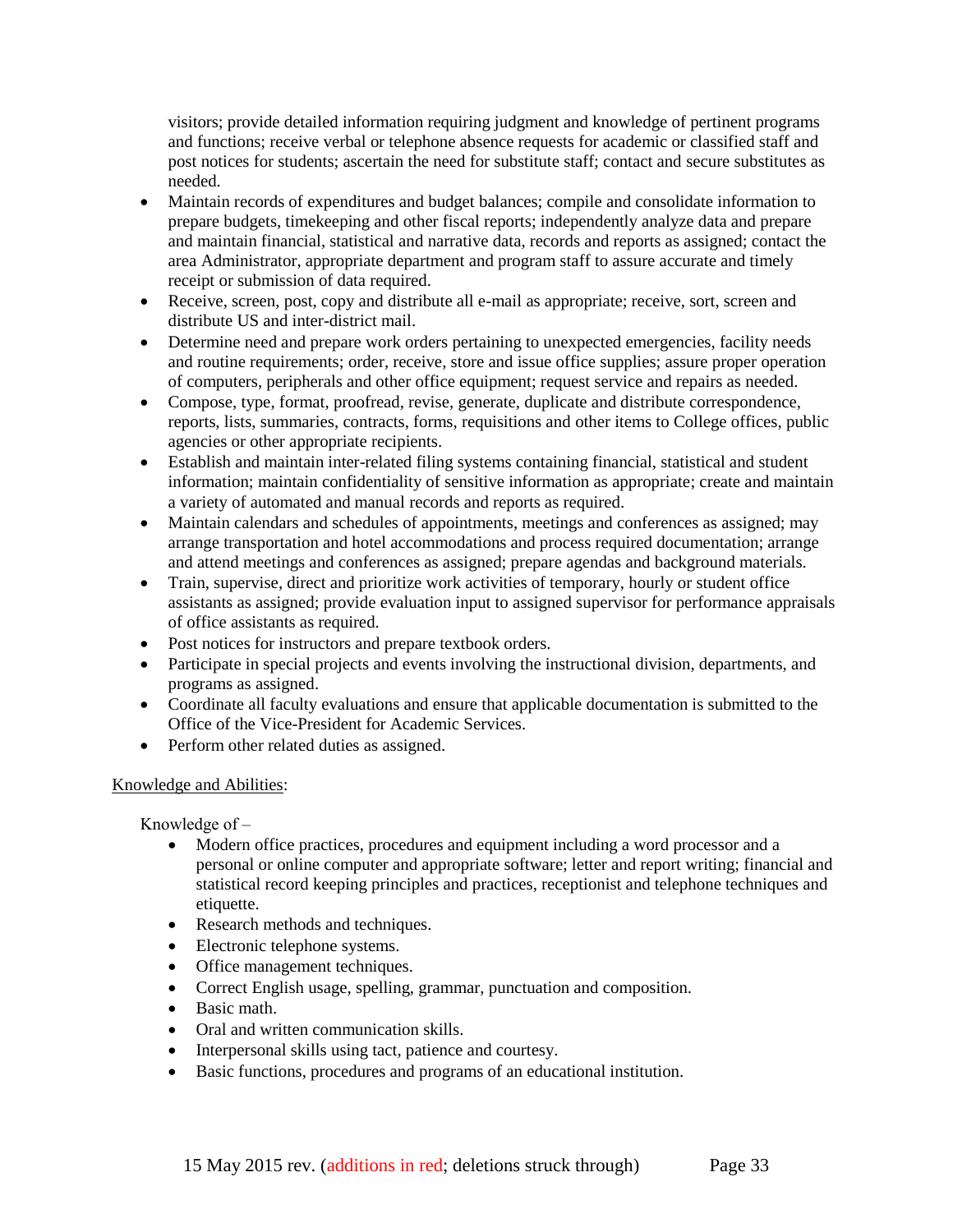visitors; provide detailed information requiring judgment and knowledge of pertinent programs and functions; receive verbal or telephone absence requests for academic or classified staff and post notices for students; ascertain the need for substitute staff; contact and secure substitutes as needed.

- Maintain records of expenditures and budget balances; compile and consolidate information to prepare budgets, timekeeping and other fiscal reports; independently analyze data and prepare and maintain financial, statistical and narrative data, records and reports as assigned; contact the area Administrator, appropriate department and program staff to assure accurate and timely receipt or submission of data required.
- Receive, screen, post, copy and distribute all e-mail as appropriate; receive, sort, screen and distribute US and inter-district mail.
- Determine need and prepare work orders pertaining to unexpected emergencies, facility needs and routine requirements; order, receive, store and issue office supplies; assure proper operation of computers, peripherals and other office equipment; request service and repairs as needed.
- Compose, type, format, proofread, revise, generate, duplicate and distribute correspondence, reports, lists, summaries, contracts, forms, requisitions and other items to College offices, public agencies or other appropriate recipients.
- Establish and maintain inter-related filing systems containing financial, statistical and student information; maintain confidentiality of sensitive information as appropriate; create and maintain a variety of automated and manual records and reports as required.
- Maintain calendars and schedules of appointments, meetings and conferences as assigned; may arrange transportation and hotel accommodations and process required documentation; arrange and attend meetings and conferences as assigned; prepare agendas and background materials.
- Train, supervise, direct and prioritize work activities of temporary, hourly or student office assistants as assigned; provide evaluation input to assigned supervisor for performance appraisals of office assistants as required.
- Post notices for instructors and prepare textbook orders.
- Participate in special projects and events involving the instructional division, departments, and programs as assigned.
- Coordinate all faculty evaluations and ensure that applicable documentation is submitted to the Office of the Vice-President for Academic Services.
- Perform other related duties as assigned.

Knowledge and Abilities:

Knowledge of –

- Modern office practices, procedures and equipment including a word processor and a personal or online computer and appropriate software; letter and report writing; financial and statistical record keeping principles and practices, receptionist and telephone techniques and etiquette.
- Research methods and techniques.
- Electronic telephone systems.
- Office management techniques.
- Correct English usage, spelling, grammar, punctuation and composition.
- Basic math.
- Oral and written communication skills.
- Interpersonal skills using tact, patience and courtesy.
- Basic functions, procedures and programs of an educational institution.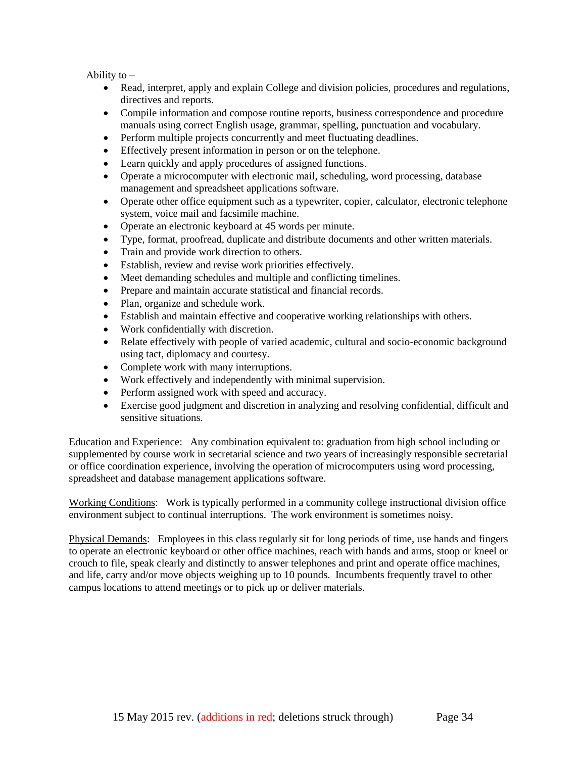Ability to –

- Read, interpret, apply and explain College and division policies, procedures and regulations, directives and reports.
- Compile information and compose routine reports, business correspondence and procedure manuals using correct English usage, grammar, spelling, punctuation and vocabulary.
- Perform multiple projects concurrently and meet fluctuating deadlines.
- Effectively present information in person or on the telephone.
- Learn quickly and apply procedures of assigned functions.
- Operate a microcomputer with electronic mail, scheduling, word processing, database management and spreadsheet applications software.
- Operate other office equipment such as a typewriter, copier, calculator, electronic telephone system, voice mail and facsimile machine.
- Operate an electronic keyboard at 45 words per minute.
- Type, format, proofread, duplicate and distribute documents and other written materials.
- Train and provide work direction to others.
- Establish, review and revise work priorities effectively.
- Meet demanding schedules and multiple and conflicting timelines.
- Prepare and maintain accurate statistical and financial records.
- Plan, organize and schedule work.
- Establish and maintain effective and cooperative working relationships with others.
- Work confidentially with discretion.
- Relate effectively with people of varied academic, cultural and socio-economic background using tact, diplomacy and courtesy.
- Complete work with many interruptions.
- Work effectively and independently with minimal supervision.
- Perform assigned work with speed and accuracy.
- Exercise good judgment and discretion in analyzing and resolving confidential, difficult and sensitive situations.

Education and Experience: Any combination equivalent to: graduation from high school including or supplemented by course work in secretarial science and two years of increasingly responsible secretarial or office coordination experience, involving the operation of microcomputers using word processing, spreadsheet and database management applications software.

Working Conditions: Work is typically performed in a community college instructional division office environment subject to continual interruptions. The work environment is sometimes noisy.

Physical Demands: Employees in this class regularly sit for long periods of time, use hands and fingers to operate an electronic keyboard or other office machines, reach with hands and arms, stoop or kneel or crouch to file, speak clearly and distinctly to answer telephones and print and operate office machines, and life, carry and/or move objects weighing up to 10 pounds. Incumbents frequently travel to other campus locations to attend meetings or to pick up or deliver materials.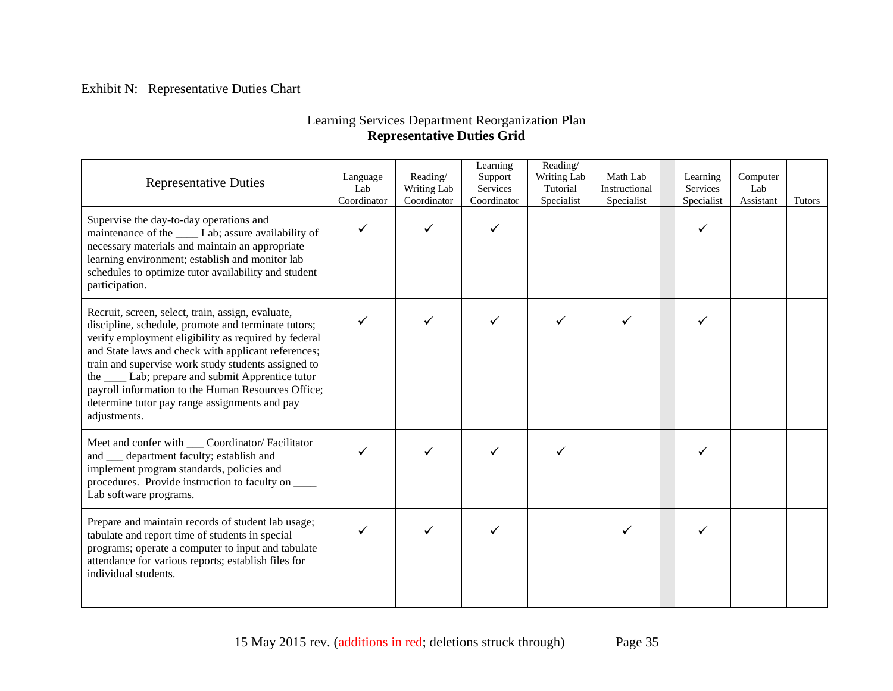Exhibit N: Representative Duties Chart

Learning Services Department Reorganization Plan
**Representative Duties Grid**

| Representative Duties | Language Lab Coordinator | Reading/ Writing Lab Coordinator | Learning Support Services Coordinator | Reading/ Writing Lab Tutorial Specialist | Math Lab Instructional Specialist | | Learning Services Specialist | Computer Lab Assistant | Tutors |
|---|---|---|---|---|---|---|---|---|---|
| Supervise the day-to-day operations and maintenance of the ____ Lab; assure availability of necessary materials and maintain an appropriate learning environment; establish and monitor lab schedules to optimize tutor availability and student participation. | ✓ | ✓ | ✓ | | | | ✓ | | |
| Recruit, screen, select, train, assign, evaluate, discipline, schedule, promote and terminate tutors; verify employment eligibility as required by federal and State laws and check with applicant references; train and supervise work study students assigned to the ____ Lab; prepare and submit Apprentice tutor payroll information to the Human Resources Office; determine tutor pay range assignments and pay adjustments. | ✓ | ✓ | ✓ | ✓ | ✓ | | ✓ | | |
| Meet and confer with ___ Coordinator/ Facilitator and ___ department faculty; establish and implement program standards, policies and procedures. Provide instruction to faculty on ____ Lab software programs. | ✓ | ✓ | ✓ | ✓ | | | ✓ | | |
| Prepare and maintain records of student lab usage; tabulate and report time of students in special programs; operate a computer to input and tabulate attendance for various reports; establish files for individual students. | ✓ | ✓ | ✓ | | ✓ | | ✓ | | |

15 May 2015 rev. (additions in red; deletions struck through)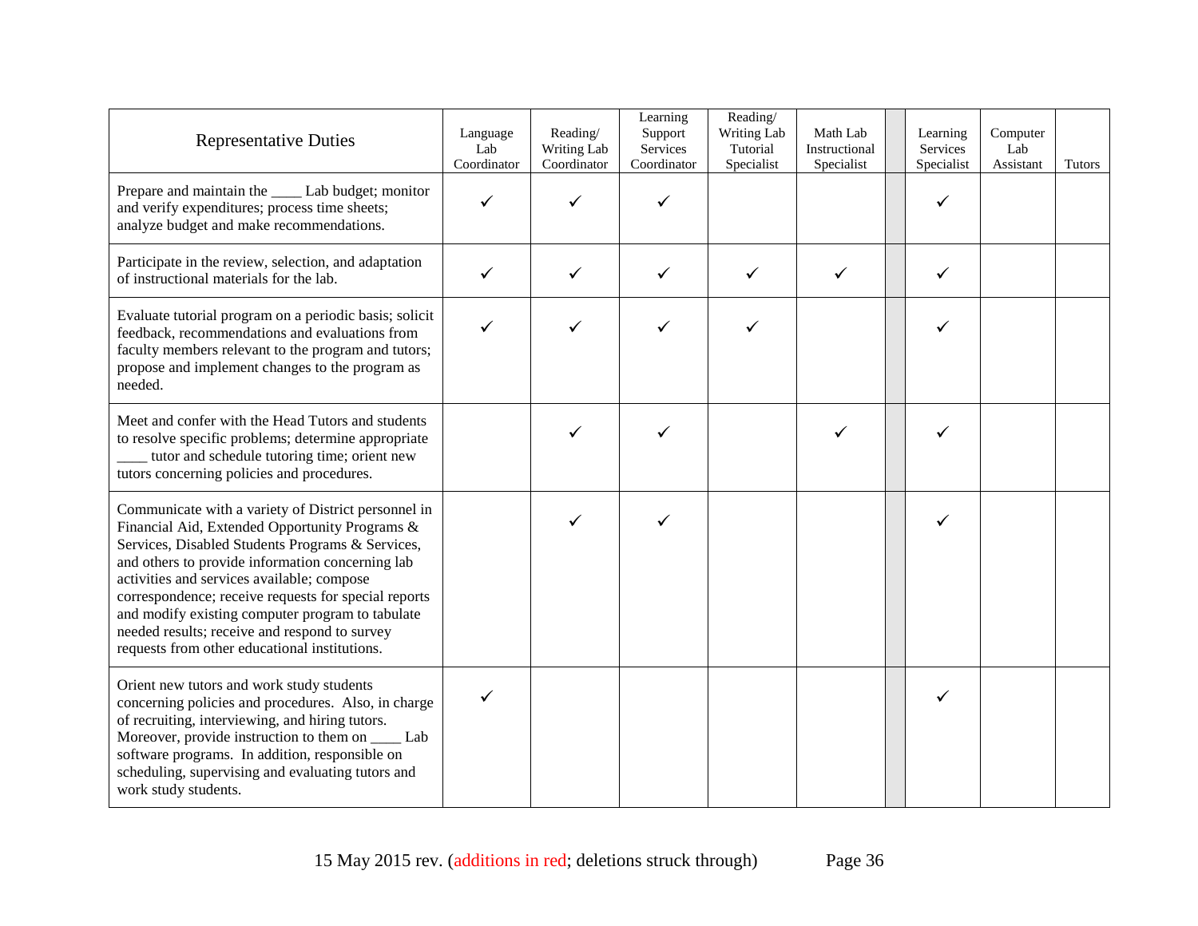| Representative Duties | Language Lab Coordinator | Reading/ Writing Lab Coordinator | Learning Support Services Coordinator | Reading/ Writing Lab Tutorial Specialist | Math Lab Instructional Specialist | | Learning Services Specialist | Computer Lab Assistant | Tutors |
|---|---|---|---|---|---|---|---|---|---|
| Prepare and maintain the ____ Lab budget; monitor and verify expenditures; process time sheets; analyze budget and make recommendations. | ✓ | ✓ | ✓ | | | | ✓ | | |
| Participate in the review, selection, and adaptation of instructional materials for the lab. | ✓ | ✓ | ✓ | ✓ | ✓ | | ✓ | | |
| Evaluate tutorial program on a periodic basis; solicit feedback, recommendations and evaluations from faculty members relevant to the program and tutors; propose and implement changes to the program as needed. | ✓ | ✓ | ✓ | ✓ | | | ✓ | | |
| Meet and confer with the Head Tutors and students to resolve specific problems; determine appropriate ____ tutor and schedule tutoring time; orient new tutors concerning policies and procedures. | | ✓ | ✓ | | ✓ | | ✓ | | |
| Communicate with a variety of District personnel in Financial Aid, Extended Opportunity Programs & Services, Disabled Students Programs & Services, and others to provide information concerning lab activities and services available; compose correspondence; receive requests for special reports and modify existing computer program to tabulate needed results; receive and respond to survey requests from other educational institutions. | | ✓ | ✓ | | | | ✓ | | |
| Orient new tutors and work study students concerning policies and procedures. Also, in charge of recruiting, interviewing, and hiring tutors. Moreover, provide instruction to them on ____ Lab software programs. In addition, responsible on scheduling, supervising and evaluating tutors and work study students. | ✓ | | | | | | ✓ | | |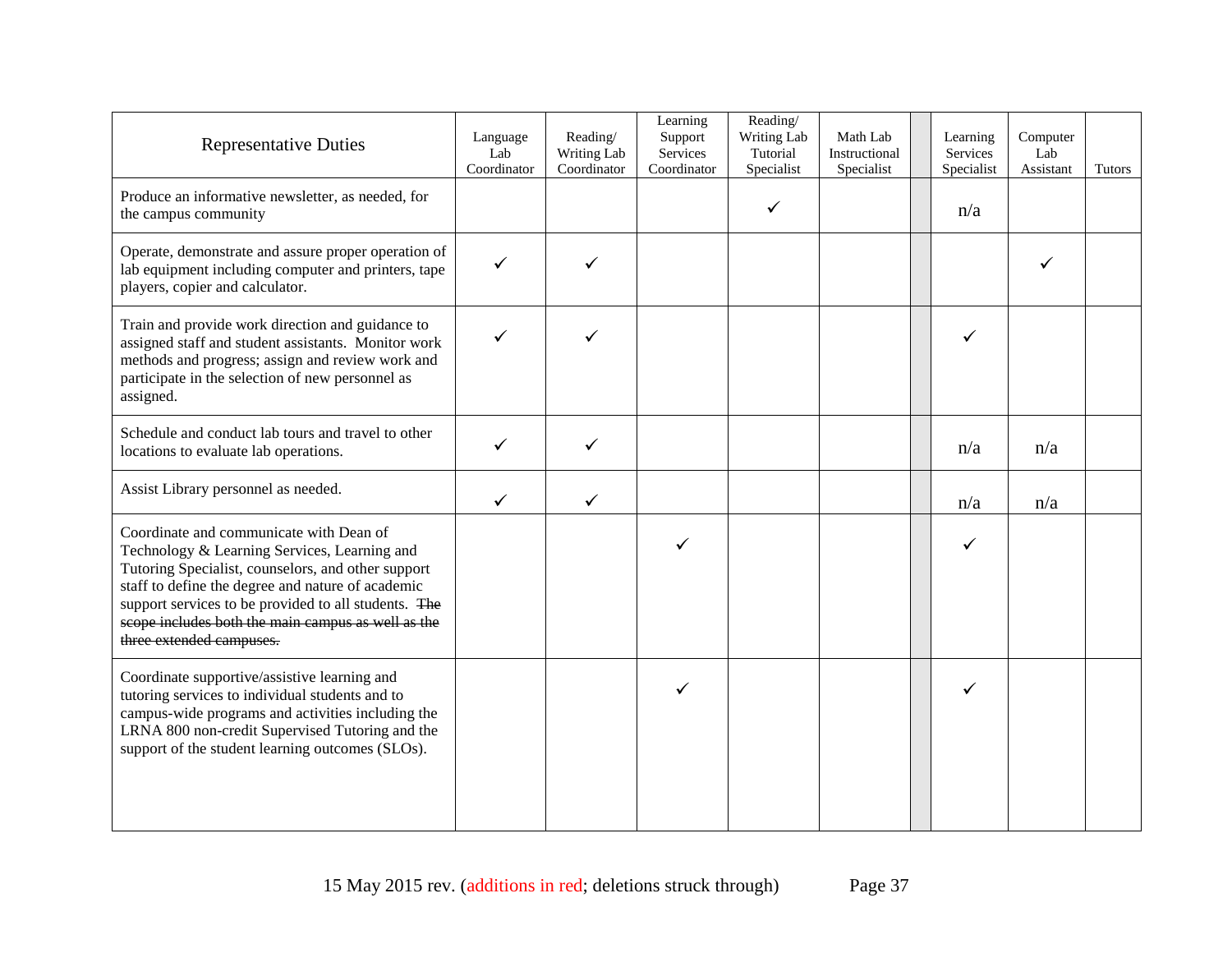| Representative Duties | Language Lab Coordinator | Reading/ Writing Lab Coordinator | Learning Support Services Coordinator | Reading/ Writing Lab Tutorial Specialist | Math Lab Instructional Specialist | | Learning Services Specialist | Computer Lab Assistant | Tutors |
|---|---|---|---|---|---|---|---|---|---|
| Produce an informative newsletter, as needed, for the campus community | | | | ✓ | | | n/a | | |
| Operate, demonstrate and assure proper operation of lab equipment including computer and printers, tape players, copier and calculator. | ✓ | ✓ | | | | | | ✓ | |
| Train and provide work direction and guidance to assigned staff and student assistants. Monitor work methods and progress; assign and review work and participate in the selection of new personnel as assigned. | ✓ | ✓ | | | | | ✓ | | |
| Schedule and conduct lab tours and travel to other locations to evaluate lab operations. | ✓ | ✓ | | | | | n/a | n/a | |
| Assist Library personnel as needed. | ✓ | ✓ | | | | | n/a | n/a | |
| Coordinate and communicate with Dean of Technology & Learning Services, Learning and Tutoring Specialist, counselors, and other support staff to define the degree and nature of academic support services to be provided to all students. ~~The scope includes both the main campus as well as the three extended campuses.~~ | | | ✓ | | | | ✓ | | |
| Coordinate supportive/assistive learning and tutoring services to individual students and to campus-wide programs and activities including the LRNA 800 non-credit Supervised Tutoring and the support of the student learning outcomes (SLOs). | | | ✓ | | | | ✓ | | |

15 May 2015 rev. (additions in red; deletions struck through)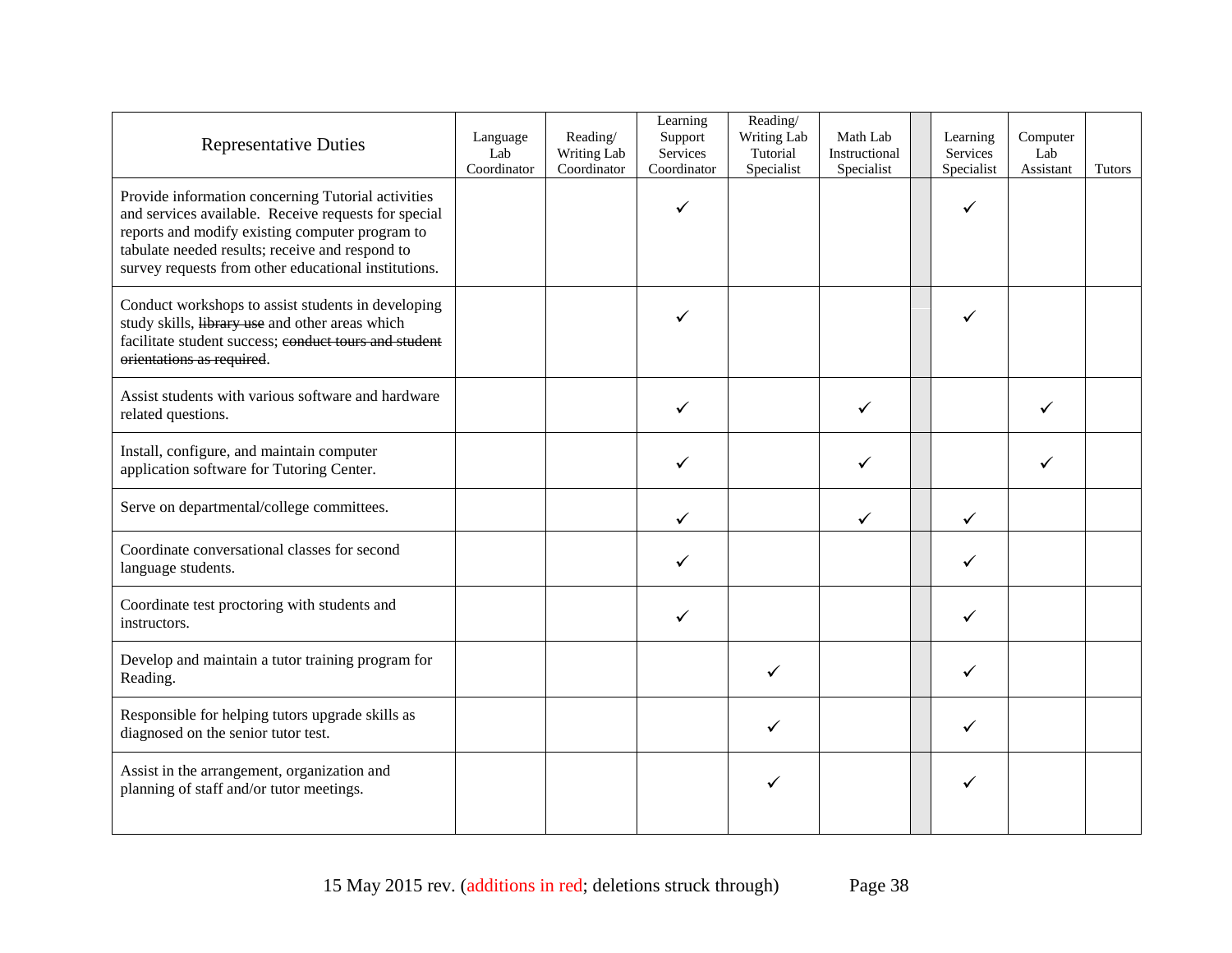| Representative Duties | Language Lab Coordinator | Reading/ Writing Lab Coordinator | Learning Support Services Coordinator | Reading/ Writing Lab Tutorial Specialist | Math Lab Instructional Specialist | | Learning Services Specialist | Computer Lab Assistant | Tutors |
|---|---|---|---|---|---|---|---|---|---|
| Provide information concerning Tutorial activities and services available. Receive requests for special reports and modify existing computer program to tabulate needed results; receive and respond to survey requests from other educational institutions. | | | ✓ | | | | ✓ | | |
| Conduct workshops to assist students in developing study skills, ~~library use~~ and other areas which facilitate student success; ~~conduct tours and student orientations as required~~. | | | ✓ | | | | ✓ | | |
| Assist students with various software and hardware related questions. | | | ✓ | | ✓ | | | ✓ | |
| Install, configure, and maintain computer application software for Tutoring Center. | | | ✓ | | ✓ | | | ✓ | |
| Serve on departmental/college committees. | | | ✓ | | ✓ | | ✓ | | |
| Coordinate conversational classes for second language students. | | | ✓ | | | | ✓ | | |
| Coordinate test proctoring with students and instructors. | | | ✓ | | | | ✓ | | |
| Develop and maintain a tutor training program for Reading. | | | | ✓ | | | ✓ | | |
| Responsible for helping tutors upgrade skills as diagnosed on the senior tutor test. | | | | ✓ | | | ✓ | | |
| Assist in the arrangement, organization and planning of staff and/or tutor meetings. | | | | ✓ | | | ✓ | | |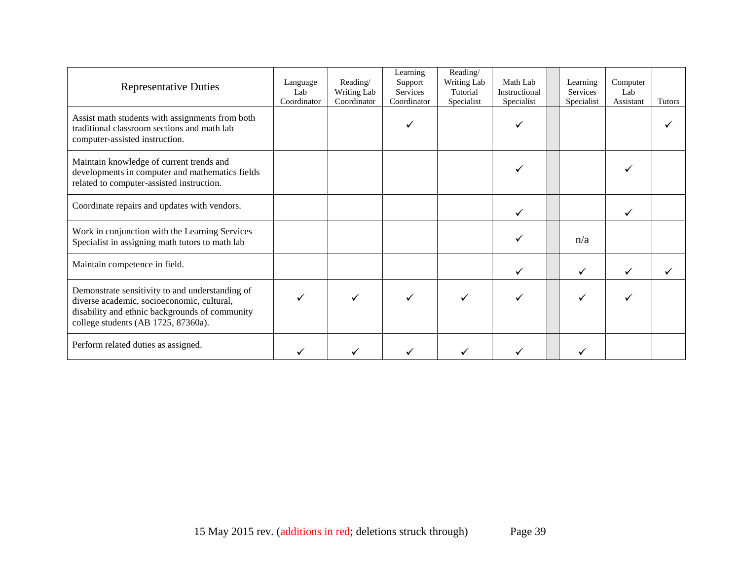| Representative Duties | Language Lab Coordinator | Reading/ Writing Lab Coordinator | Learning Support Services Coordinator | Reading/ Writing Lab Tutorial Specialist | Math Lab Instructional Specialist | | Learning Services Specialist | Computer Lab Assistant | Tutors |
|---|---|---|---|---|---|---|---|---|---|
| Assist math students with assignments from both traditional classroom sections and math lab computer-assisted instruction. | | | ✓ | | ✓ | | | | ✓ |
| Maintain knowledge of current trends and developments in computer and mathematics fields related to computer-assisted instruction. | | | | | ✓ | | | ✓ | |
| Coordinate repairs and updates with vendors. | | | | | ✓ | | | ✓ | |
| Work in conjunction with the Learning Services Specialist in assigning math tutors to math lab | | | | | ✓ | | n/a | | |
| Maintain competence in field. | | | | | ✓ | | ✓ | ✓ | ✓ |
| Demonstrate sensitivity to and understanding of diverse academic, socioeconomic, cultural, disability and ethnic backgrounds of community college students (AB 1725, 87360a). | ✓ | ✓ | ✓ | ✓ | ✓ | | ✓ | ✓ | |
| Perform related duties as assigned. | ✓ | ✓ | ✓ | ✓ | ✓ | | ✓ | | |